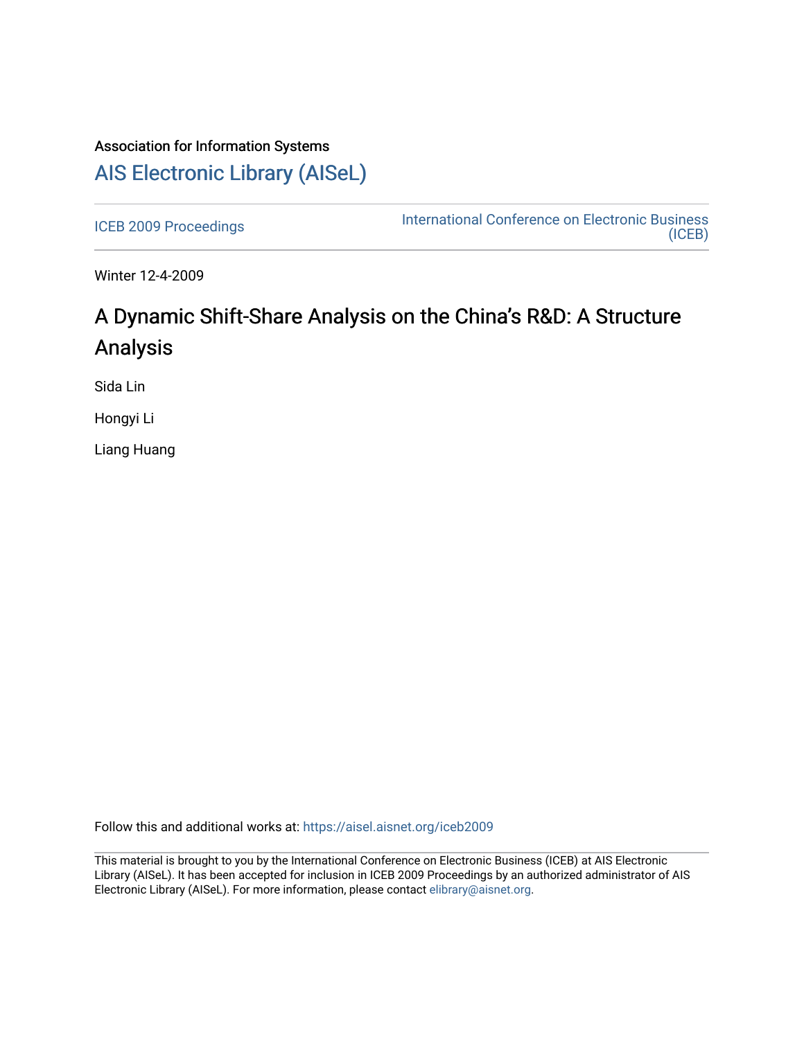Association for Information Systems

# AIS Electronic Library (AISeL)

ICEB 2009 Proceedings

International Conference on Electronic Business (ICEB)

Winter 12-4-2009

## A Dynamic Shift-Share Analysis on the China's R&D: A Structure Analysis

Sida Lin

Hongyi Li

Liang Huang

Follow this and additional works at: https://aisel.aisnet.org/iceb2009

This material is brought to you by the International Conference on Electronic Business (ICEB) at AIS Electronic Library (AISeL). It has been accepted for inclusion in ICEB 2009 Proceedings by an authorized administrator of AIS Electronic Library (AISeL). For more information, please contact elibrary@aisnet.org.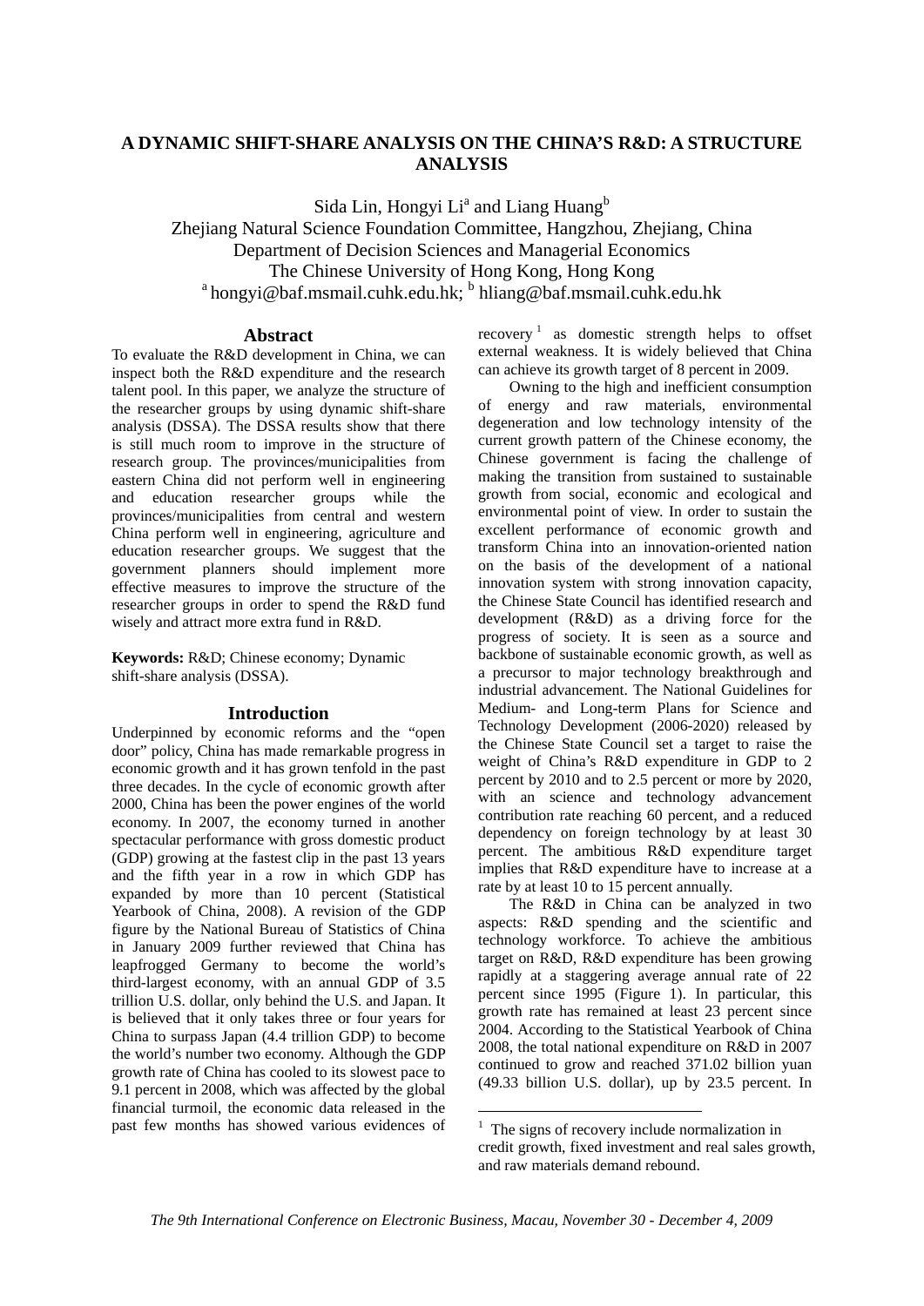# A DYNAMIC SHIFT-SHARE ANALYSIS ON THE CHINA'S R&D: A STRUCTURE ANALYSIS

Sida Lin, Hongyi Li[a] and Liang Huang[b]

Zhejiang Natural Science Foundation Committee, Hangzhou, Zhejiang, China

Department of Decision Sciences and Managerial Economics

The Chinese University of Hong Kong, Hong Kong

[a] hongyi@baf.msmail.cuhk.edu.hk; [b] hliang@baf.msmail.cuhk.edu.hk

## Abstract

To evaluate the R&D development in China, we can inspect both the R&D expenditure and the research talent pool. In this paper, we analyze the structure of the researcher groups by using dynamic shift-share analysis (DSSA). The DSSA results show that there is still much room to improve in the structure of research group. The provinces/municipalities from eastern China did not perform well in engineering and education researcher groups while the provinces/municipalities from central and western China perform well in engineering, agriculture and education researcher groups. We suggest that the government planners should implement more effective measures to improve the structure of the researcher groups in order to spend the R&D fund wisely and attract more extra fund in R&D.

**Keywords:** R&D; Chinese economy; Dynamic shift-share analysis (DSSA).

## Introduction

Underpinned by economic reforms and the "open door" policy, China has made remarkable progress in economic growth and it has grown tenfold in the past three decades. In the cycle of economic growth after 2000, China has been the power engines of the world economy. In 2007, the economy turned in another spectacular performance with gross domestic product (GDP) growing at the fastest clip in the past 13 years and the fifth year in a row in which GDP has expanded by more than 10 percent (Statistical Yearbook of China, 2008). A revision of the GDP figure by the National Bureau of Statistics of China in January 2009 further reviewed that China has leapfrogged Germany to become the world's third-largest economy, with an annual GDP of 3.5 trillion U.S. dollar, only behind the U.S. and Japan. It is believed that it only takes three or four years for China to surpass Japan (4.4 trillion GDP) to become the world's number two economy. Although the GDP growth rate of China has cooled to its slowest pace to 9.1 percent in 2008, which was affected by the global financial turmoil, the economic data released in the past few months has showed various evidences of recovery [1] as domestic strength helps to offset external weakness. It is widely believed that China can achieve its growth target of 8 percent in 2009.

Owning to the high and inefficient consumption of energy and raw materials, environmental degeneration and low technology intensity of the current growth pattern of the Chinese economy, the Chinese government is facing the challenge of making the transition from sustained to sustainable growth from social, economic and ecological and environmental point of view. In order to sustain the excellent performance of economic growth and transform China into an innovation-oriented nation on the basis of the development of a national innovation system with strong innovation capacity, the Chinese State Council has identified research and development (R&D) as a driving force for the progress of society. It is seen as a source and backbone of sustainable economic growth, as well as a precursor to major technology breakthrough and industrial advancement. The National Guidelines for Medium- and Long-term Plans for Science and Technology Development (2006-2020) released by the Chinese State Council set a target to raise the weight of China's R&D expenditure in GDP to 2 percent by 2010 and to 2.5 percent or more by 2020, with an science and technology advancement contribution rate reaching 60 percent, and a reduced dependency on foreign technology by at least 30 percent. The ambitious R&D expenditure target implies that R&D expenditure have to increase at a rate by at least 10 to 15 percent annually.

The R&D in China can be analyzed in two aspects: R&D spending and the scientific and technology workforce. To achieve the ambitious target on R&D, R&D expenditure has been growing rapidly at a staggering average annual rate of 22 percent since 1995 (Figure 1). In particular, this growth rate has remained at least 23 percent since 2004. According to the Statistical Yearbook of China 2008, the total national expenditure on R&D in 2007 continued to grow and reached 371.02 billion yuan (49.33 billion U.S. dollar), up by 23.5 percent. In

---

[1] The signs of recovery include normalization in credit growth, fixed investment and real sales growth, and raw materials demand rebound.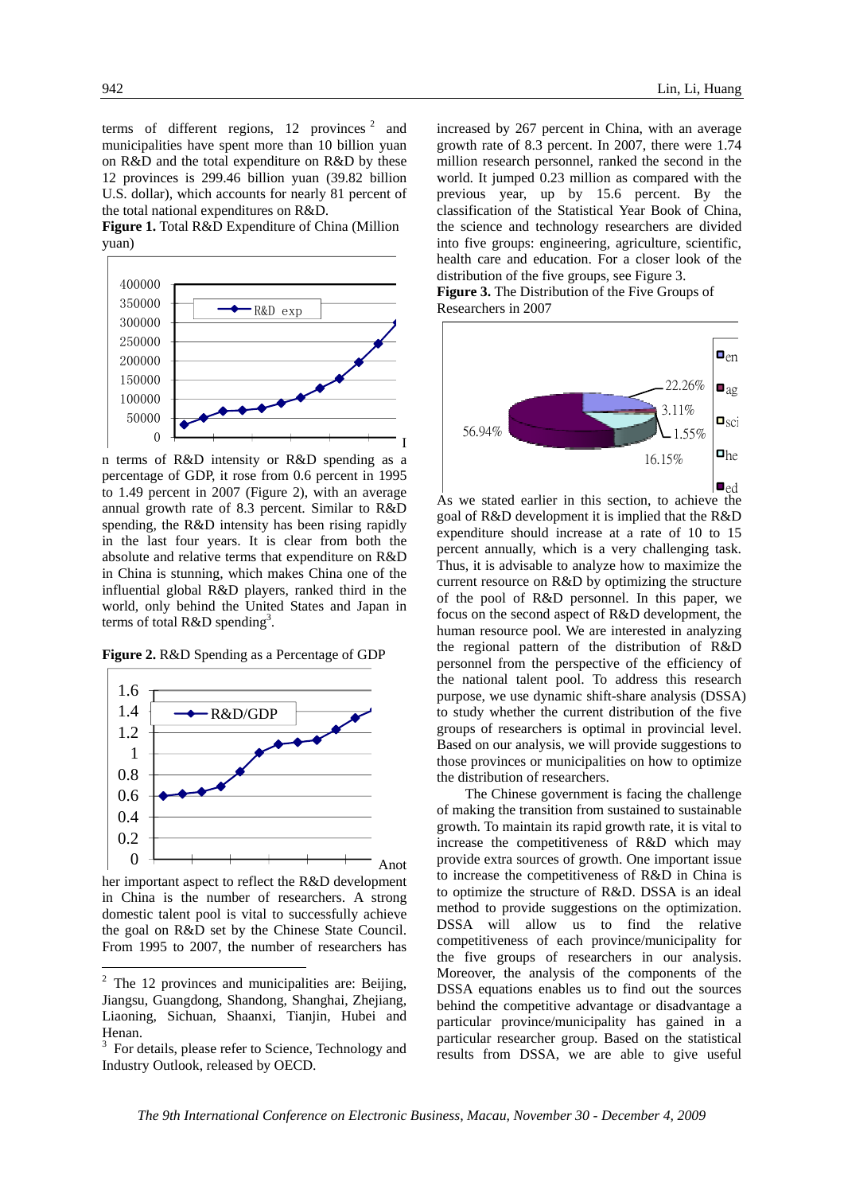terms of different regions, 12 provinces [2] and municipalities have spent more than 10 billion yuan on R&D and the total expenditure on R&D by these 12 provinces is 299.46 billion yuan (39.82 billion U.S. dollar), which accounts for nearly 81 percent of the total national expenditures on R&D.

**Figure 1.** Total R&D Expenditure of China (Million yuan)

In terms of R&D intensity or R&D spending as a percentage of GDP, it rose from 0.6 percent in 1995 to 1.49 percent in 2007 (Figure 2), with an average annual growth rate of 8.3 percent. Similar to R&D spending, the R&D intensity has been rising rapidly in the last four years. It is clear from both the absolute and relative terms that expenditure on R&D in China is stunning, which makes China one of the influential global R&D players, ranked third in the world, only behind the United States and Japan in terms of total R&D spending[3].

**Figure 2.** R&D Spending as a Percentage of GDP

Another important aspect to reflect the R&D development in China is the number of researchers. A strong domestic talent pool is vital to successfully achieve the goal on R&D set by the Chinese State Council. From 1995 to 2007, the number of researchers has increased by 267 percent in China, with an average growth rate of 8.3 percent. In 2007, there were 1.74 million research personnel, ranked the second in the world. It jumped 0.23 million as compared with the previous year, up by 15.6 percent. By the classification of the Statistical Year Book of China, the science and technology researchers are divided into five groups: engineering, agriculture, scientific, health care and education. For a closer look of the distribution of the five groups, see Figure 3.

**Figure 3.** The Distribution of the Five Groups of Researchers in 2007

As we stated earlier in this section, to achieve the goal of R&D development it is implied that the R&D expenditure should increase at a rate of 10 to 15 percent annually, which is a very challenging task. Thus, it is advisable to analyze how to maximize the current resource on R&D by optimizing the structure of the pool of R&D personnel. In this paper, we focus on the second aspect of R&D development, the human resource pool. We are interested in analyzing the regional pattern of the distribution of R&D personnel from the perspective of the efficiency of the national talent pool. To address this research purpose, we use dynamic shift-share analysis (DSSA) to study whether the current distribution of the five groups of researchers is optimal in provincial level. Based on our analysis, we will provide suggestions to those provinces or municipalities on how to optimize the distribution of researchers.

The Chinese government is facing the challenge of making the transition from sustained to sustainable growth. To maintain its rapid growth rate, it is vital to increase the competitiveness of R&D which may provide extra sources of growth. One important issue to increase the competitiveness of R&D in China is to optimize the structure of R&D. DSSA is an ideal method to provide suggestions on the optimization. DSSA will allow us to find the relative competitiveness of each province/municipality for the five groups of researchers in our analysis. Moreover, the analysis of the components of the DSSA equations enables us to find out the sources behind the competitive advantage or disadvantage a particular province/municipality has gained in a particular researcher group. Based on the statistical results from DSSA, we are able to give useful

---

[2] The 12 provinces and municipalities are: Beijing, Jiangsu, Guangdong, Shandong, Shanghai, Zhejiang, Liaoning, Sichuan, Shaanxi, Tianjin, Hubei and Henan.

[3] For details, please refer to Science, Technology and Industry Outlook, released by OECD.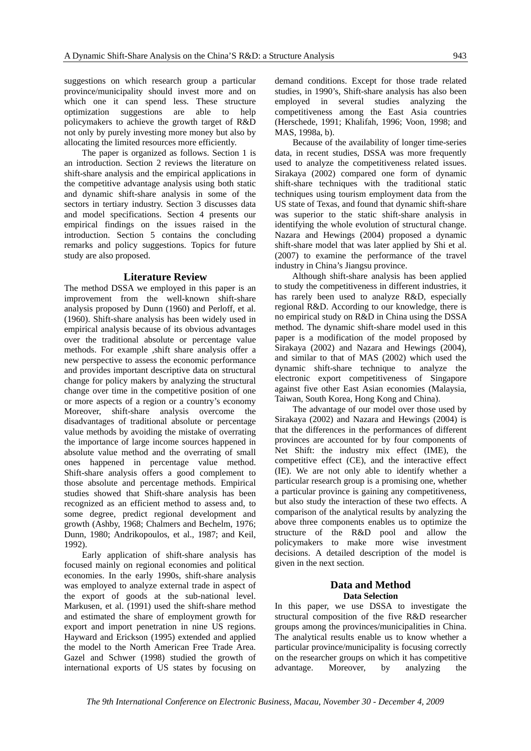suggestions on which research group a particular province/municipality should invest more and on which one it can spend less. These structure optimization suggestions are able to help policymakers to achieve the growth target of R&D not only by purely investing more money but also by allocating the limited resources more efficiently.

The paper is organized as follows. Section 1 is an introduction. Section 2 reviews the literature on shift-share analysis and the empirical applications in the competitive advantage analysis using both static and dynamic shift-share analysis in some of the sectors in tertiary industry. Section 3 discusses data and model specifications. Section 4 presents our empirical findings on the issues raised in the introduction. Section 5 contains the concluding remarks and policy suggestions. Topics for future study are also proposed.

## Literature Review

The method DSSA we employed in this paper is an improvement from the well-known shift-share analysis proposed by Dunn (1960) and Perloff, et al. (1960). Shift-share analysis has been widely used in empirical analysis because of its obvious advantages over the traditional absolute or percentage value methods. For example ,shift share analysis offer a new perspective to assess the economic performance and provides important descriptive data on structural change for policy makers by analyzing the structural change over time in the competitive position of one or more aspects of a region or a country's economy Moreover, shift-share analysis overcome the disadvantages of traditional absolute or percentage value methods by avoiding the mistake of overrating the importance of large income sources happened in absolute value method and the overrating of small ones happened in percentage value method. Shift-share analysis offers a good complement to those absolute and percentage methods. Empirical studies showed that Shift-share analysis has been recognized as an efficient method to assess and, to some degree, predict regional development and growth (Ashby, 1968; Chalmers and Bechelm, 1976; Dunn, 1980; Andrikopoulos, et al., 1987; and Keil, 1992).

Early application of shift-share analysis has focused mainly on regional economies and political economies. In the early 1990s, shift-share analysis was employed to analyze external trade in aspect of the export of goods at the sub-national level. Markusen, et al. (1991) used the shift-share method and estimated the share of employment growth for export and import penetration in nine US regions. Hayward and Erickson (1995) extended and applied the model to the North American Free Trade Area. Gazel and Schwer (1998) studied the growth of international exports of US states by focusing on demand conditions. Except for those trade related studies, in 1990's, Shift-share analysis has also been employed in several studies analyzing the competitiveness among the East Asia countries (Herschede, 1991; Khalifah, 1996; Voon, 1998; and MAS, 1998a, b).

Because of the availability of longer time-series data, in recent studies, DSSA was more frequently used to analyze the competitiveness related issues. Sirakaya (2002) compared one form of dynamic shift-share techniques with the traditional static techniques using tourism employment data from the US state of Texas, and found that dynamic shift-share was superior to the static shift-share analysis in identifying the whole evolution of structural change. Nazara and Hewings (2004) proposed a dynamic shift-share model that was later applied by Shi et al. (2007) to examine the performance of the travel industry in China's Jiangsu province.

Although shift-share analysis has been applied to study the competitiveness in different industries, it has rarely been used to analyze R&D, especially regional R&D. According to our knowledge, there is no empirical study on R&D in China using the DSSA method. The dynamic shift-share model used in this paper is a modification of the model proposed by Sirakaya (2002) and Nazara and Hewings (2004), and similar to that of MAS (2002) which used the dynamic shift-share technique to analyze the electronic export competitiveness of Singapore against five other East Asian economies (Malaysia, Taiwan, South Korea, Hong Kong and China).

The advantage of our model over those used by Sirakaya (2002) and Nazara and Hewings (2004) is that the differences in the performances of different provinces are accounted for by four components of Net Shift: the industry mix effect (IME), the competitive effect (CE), and the interactive effect (IE). We are not only able to identify whether a particular research group is a promising one, whether a particular province is gaining any competitiveness, but also study the interaction of these two effects. A comparison of the analytical results by analyzing the above three components enables us to optimize the structure of the R&D pool and allow the policymakers to make more wise investment decisions. A detailed description of the model is given in the next section.

## Data and Method

### Data Selection

In this paper, we use DSSA to investigate the structural composition of the five R&D researcher groups among the provinces/municipalities in China. The analytical results enable us to know whether a particular province/municipality is focusing correctly on the researcher groups on which it has competitive advantage. Moreover, by analyzing the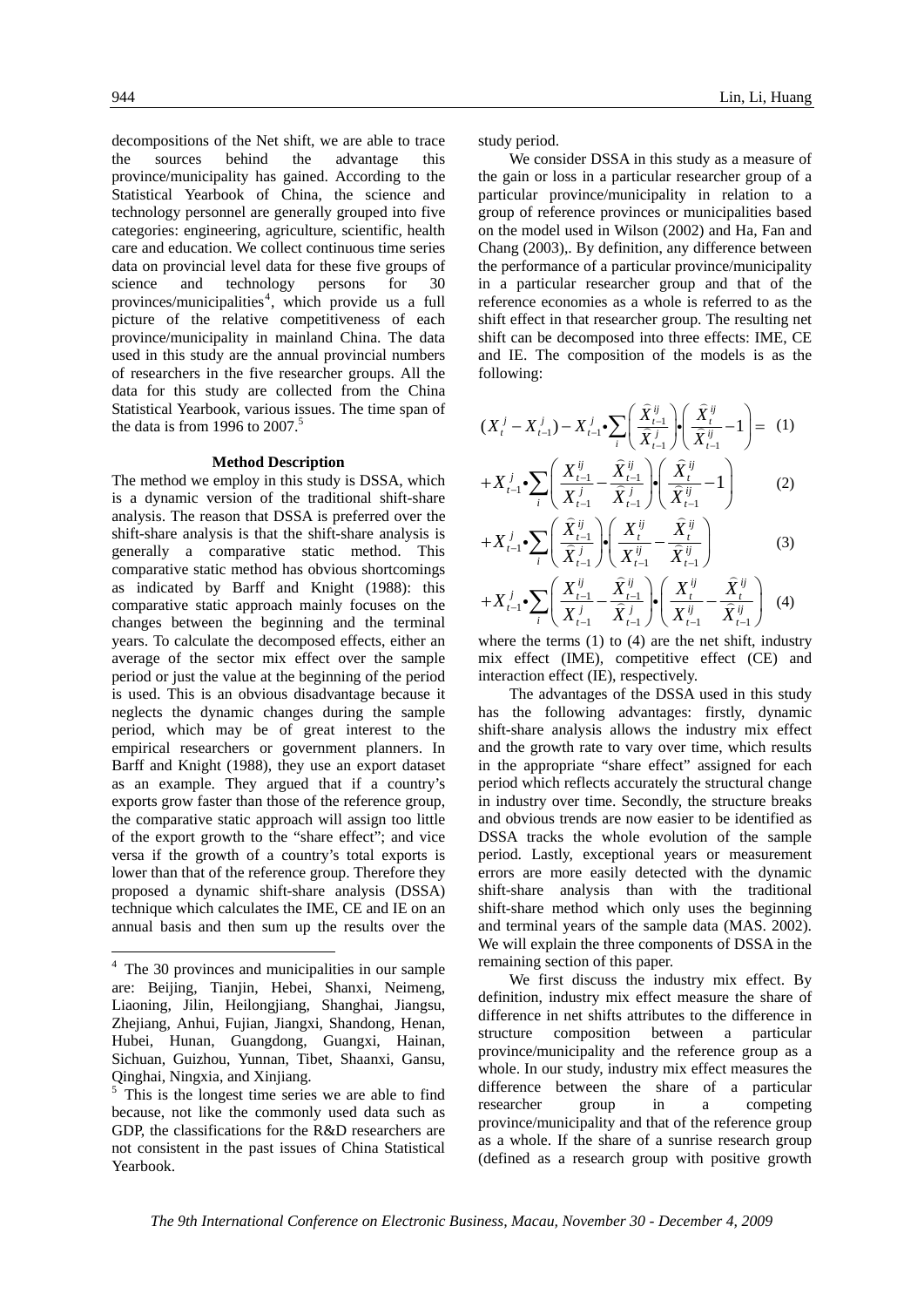decompositions of the Net shift, we are able to trace the sources behind the advantage this province/municipality has gained. According to the Statistical Yearbook of China, the science and technology personnel are generally grouped into five categories: engineering, agriculture, scientific, health care and education. We collect continuous time series data on provincial level data for these five groups of science and technology persons for 30 provinces/municipalities[4], which provide us a full picture of the relative competitiveness of each province/municipality in mainland China. The data used in this study are the annual provincial numbers of researchers in the five researcher groups. All the data for this study are collected from the China Statistical Yearbook, various issues. The time span of the data is from 1996 to 2007.[5]

### Method Description

The method we employ in this study is DSSA, which is a dynamic version of the traditional shift-share analysis. The reason that DSSA is preferred over the shift-share analysis is that the shift-share analysis is generally a comparative static method. This comparative static method has obvious shortcomings as indicated by Barff and Knight (1988): this comparative static approach mainly focuses on the changes between the beginning and the terminal years. To calculate the decomposed effects, either an average of the sector mix effect over the sample period or just the value at the beginning of the period is used. This is an obvious disadvantage because it neglects the dynamic changes during the sample period, which may be of great interest to the empirical researchers or government planners. In Barff and Knight (1988), they use an export dataset as an example. They argued that if a country's exports grow faster than those of the reference group, the comparative static approach will assign too little of the export growth to the "share effect"; and vice versa if the growth of a country's total exports is lower than that of the reference group. Therefore they proposed a dynamic shift-share analysis (DSSA) technique which calculates the IME, CE and IE on an annual basis and then sum up the results over the study period.

We consider DSSA in this study as a measure of the gain or loss in a particular researcher group of a particular province/municipality in relation to a group of reference provinces or municipalities based on the model used in Wilson (2002) and Ha, Fan and Chang (2003),. By definition, any difference between the performance of a particular province/municipality in a particular researcher group and that of the reference economies as a whole is referred to as the shift effect in that researcher group. The resulting net shift can be decomposed into three effects: IME, CE and IE. The composition of the models is as the following:

$$(X_t^j - X_{t-1}^j) - X_{t-1}^j \bullet \sum_i \left( \frac{\widehat{X}_{t-1}^{ij}}{\widehat{X}_{t-1}^j} \right) \bullet \left( \frac{\widehat{X}_t^{ij}}{\widehat{X}_{t-1}^{ij}} - 1 \right) = \quad (1)$$

$$+ X_{t-1}^j \bullet \sum_i \left( \frac{X_{t-1}^{ij}}{X_{t-1}^j} - \frac{\widehat{X}_{t-1}^{ij}}{\widehat{X}_{t-1}^j} \right) \bullet \left( \frac{\widehat{X}_t^{ij}}{\widehat{X}_{t-1}^{ij}} - 1 \right) \quad (2)$$

$$+ X_{t-1}^j \bullet \sum_i \left( \frac{\widehat{X}_{t-1}^{ij}}{\widehat{X}_{t-1}^j} \right) \bullet \left( \frac{X_t^{ij}}{X_{t-1}^{ij}} - \frac{\widehat{X}_t^{ij}}{\widehat{X}_{t-1}^{ij}} \right) \quad (3)$$

$$+ X_{t-1}^j \bullet \sum_i \left( \frac{X_{t-1}^{ij}}{X_{t-1}^j} - \frac{\widehat{X}_{t-1}^{ij}}{\widehat{X}_{t-1}^j} \right) \bullet \left( \frac{X_t^{ij}}{X_{t-1}^{ij}} - \frac{\widehat{X}_t^{ij}}{\widehat{X}_{t-1}^{ij}} \right) \quad (4)$$

where the terms (1) to (4) are the net shift, industry mix effect (IME), competitive effect (CE) and interaction effect (IE), respectively.

The advantages of the DSSA used in this study has the following advantages: firstly, dynamic shift-share analysis allows the industry mix effect and the growth rate to vary over time, which results in the appropriate "share effect" assigned for each period which reflects accurately the structural change in industry over time. Secondly, the structure breaks and obvious trends are now easier to be identified as DSSA tracks the whole evolution of the sample period. Lastly, exceptional years or measurement errors are more easily detected with the dynamic shift-share analysis than with the traditional shift-share method which only uses the beginning and terminal years of the sample data (MAS. 2002). We will explain the three components of DSSA in the remaining section of this paper.

We first discuss the industry mix effect. By definition, industry mix effect measure the share of difference in net shifts attributes to the difference in structure composition between a particular province/municipality and the reference group as a whole. In our study, industry mix effect measures the difference between the share of a particular researcher group in a competing province/municipality and that of the reference group as a whole. If the share of a sunrise research group (defined as a research group with positive growth

---

[4] The 30 provinces and municipalities in our sample are: Beijing, Tianjin, Hebei, Shanxi, Neimeng, Liaoning, Jilin, Heilongjiang, Shanghai, Jiangsu, Zhejiang, Anhui, Fujian, Jiangxi, Shandong, Henan, Hubei, Hunan, Guangdong, Guangxi, Hainan, Sichuan, Guizhou, Yunnan, Tibet, Shaanxi, Gansu, Qinghai, Ningxia, and Xinjiang.

[5] This is the longest time series we are able to find because, not like the commonly used data such as GDP, the classifications for the R&D researchers are not consistent in the past issues of China Statistical Yearbook.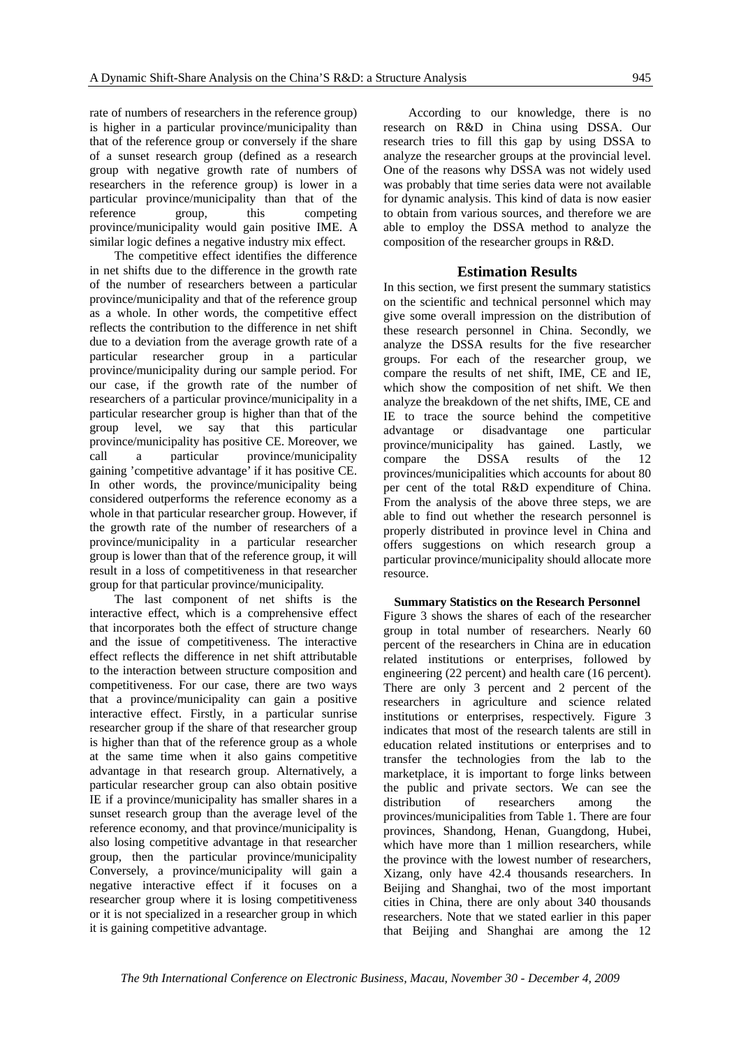rate of numbers of researchers in the reference group) is higher in a particular province/municipality than that of the reference group or conversely if the share of a sunset research group (defined as a research group with negative growth rate of numbers of researchers in the reference group) is lower in a particular province/municipality than that of the reference group, this competing province/municipality would gain positive IME. A similar logic defines a negative industry mix effect.

The competitive effect identifies the difference in net shifts due to the difference in the growth rate of the number of researchers between a particular province/municipality and that of the reference group as a whole. In other words, the competitive effect reflects the contribution to the difference in net shift due to a deviation from the average growth rate of a particular researcher group in a particular province/municipality during our sample period. For our case, if the growth rate of the number of researchers of a particular province/municipality in a particular researcher group is higher than that of the group level, we say that this particular province/municipality has positive CE. Moreover, we call a particular province/municipality gaining 'competitive advantage' if it has positive CE. In other words, the province/municipality being considered outperforms the reference economy as a whole in that particular researcher group. However, if the growth rate of the number of researchers of a province/municipality in a particular researcher group is lower than that of the reference group, it will result in a loss of competitiveness in that researcher group for that particular province/municipality.

The last component of net shifts is the interactive effect, which is a comprehensive effect that incorporates both the effect of structure change and the issue of competitiveness. The interactive effect reflects the difference in net shift attributable to the interaction between structure composition and competitiveness. For our case, there are two ways that a province/municipality can gain a positive interactive effect. Firstly, in a particular sunrise researcher group if the share of that researcher group is higher than that of the reference group as a whole at the same time when it also gains competitive advantage in that research group. Alternatively, a particular researcher group can also obtain positive IE if a province/municipality has smaller shares in a sunset research group than the average level of the reference economy, and that province/municipality is also losing competitive advantage in that researcher group, then the particular province/municipality Conversely, a province/municipality will gain a negative interactive effect if it focuses on a researcher group where it is losing competitiveness or it is not specialized in a researcher group in which it is gaining competitive advantage.

According to our knowledge, there is no research on R&D in China using DSSA. Our research tries to fill this gap by using DSSA to analyze the researcher groups at the provincial level. One of the reasons why DSSA was not widely used was probably that time series data were not available for dynamic analysis. This kind of data is now easier to obtain from various sources, and therefore we are able to employ the DSSA method to analyze the composition of the researcher groups in R&D.

## Estimation Results

In this section, we first present the summary statistics on the scientific and technical personnel which may give some overall impression on the distribution of these research personnel in China. Secondly, we analyze the DSSA results for the five researcher groups. For each of the researcher group, we compare the results of net shift, IME, CE and IE, which show the composition of net shift. We then analyze the breakdown of the net shifts, IME, CE and IE to trace the source behind the competitive advantage or disadvantage one particular province/municipality has gained. Lastly, we compare the DSSA results of the 12 provinces/municipalities which accounts for about 80 per cent of the total R&D expenditure of China. From the analysis of the above three steps, we are able to find out whether the research personnel is properly distributed in province level in China and offers suggestions on which research group a particular province/municipality should allocate more resource.

### Summary Statistics on the Research Personnel

Figure 3 shows the shares of each of the researcher group in total number of researchers. Nearly 60 percent of the researchers in China are in education related institutions or enterprises, followed by engineering (22 percent) and health care (16 percent). There are only 3 percent and 2 percent of the researchers in agriculture and science related institutions or enterprises, respectively. Figure 3 indicates that most of the research talents are still in education related institutions or enterprises and to transfer the technologies from the lab to the marketplace, it is important to forge links between the public and private sectors. We can see the distribution of researchers among the provinces/municipalities from Table 1. There are four provinces, Shandong, Henan, Guangdong, Hubei, which have more than 1 million researchers, while the province with the lowest number of researchers, Xizang, only have 42.4 thousands researchers. In Beijing and Shanghai, two of the most important cities in China, there are only about 340 thousands researchers. Note that we stated earlier in this paper that Beijing and Shanghai are among the 12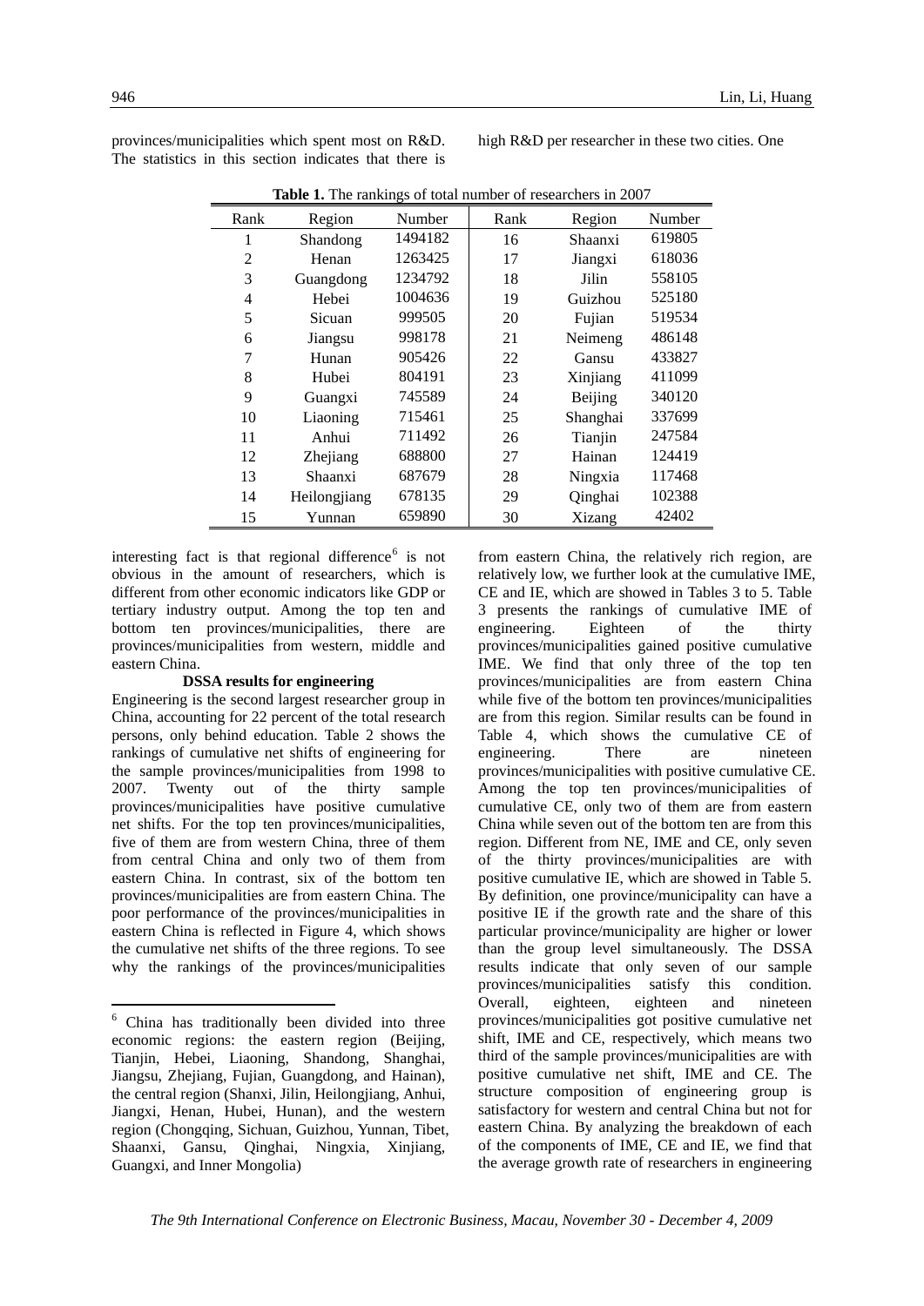provinces/municipalities which spent most on R&D. The statistics in this section indicates that there is high R&D per researcher in these two cities. One

**Table 1.** The rankings of total number of researchers in 2007

| Rank | Region | Number | Rank | Region | Number |
|---|---|---|---|---|---|
| 1 | Shandong | 1494182 | 16 | Shaanxi | 619805 |
| 2 | Henan | 1263425 | 17 | Jiangxi | 618036 |
| 3 | Guangdong | 1234792 | 18 | Jilin | 558105 |
| 4 | Hebei | 1004636 | 19 | Guizhou | 525180 |
| 5 | Sicuan | 999505 | 20 | Fujian | 519534 |
| 6 | Jiangsu | 998178 | 21 | Neimeng | 486148 |
| 7 | Hunan | 905426 | 22 | Gansu | 433827 |
| 8 | Hubei | 804191 | 23 | Xinjiang | 411099 |
| 9 | Guangxi | 745589 | 24 | Beijing | 340120 |
| 10 | Liaoning | 715461 | 25 | Shanghai | 337699 |
| 11 | Anhui | 711492 | 26 | Tianjin | 247584 |
| 12 | Zhejiang | 688800 | 27 | Hainan | 124419 |
| 13 | Shaanxi | 687679 | 28 | Ningxia | 117468 |
| 14 | Heilongjiang | 678135 | 29 | Qinghai | 102388 |
| 15 | Yunnan | 659890 | 30 | Xizang | 42402 |

interesting fact is that regional difference[6] is not obvious in the amount of researchers, which is different from other economic indicators like GDP or tertiary industry output. Among the top ten and bottom ten provinces/municipalities, there are provinces/municipalities from western, middle and eastern China.

**DSSA results for engineering**

Engineering is the second largest researcher group in China, accounting for 22 percent of the total research persons, only behind education. Table 2 shows the rankings of cumulative net shifts of engineering for the sample provinces/municipalities from 1998 to 2007. Twenty out of the thirty sample provinces/municipalities have positive cumulative net shifts. For the top ten provinces/municipalities, five of them are from western China, three of them from central China and only two of them from eastern China. In contrast, six of the bottom ten provinces/municipalities are from eastern China. The poor performance of the provinces/municipalities in eastern China is reflected in Figure 4, which shows the cumulative net shifts of the three regions. To see why the rankings of the provinces/municipalities from eastern China, the relatively rich region, are relatively low, we further look at the cumulative IME, CE and IE, which are showed in Tables 3 to 5. Table 3 presents the rankings of cumulative IME of engineering. Eighteen of the thirty provinces/municipalities gained positive cumulative IME. We find that only three of the top ten provinces/municipalities are from eastern China while five of the bottom ten provinces/municipalities are from this region. Similar results can be found in Table 4, which shows the cumulative CE of engineering. There are nineteen provinces/municipalities with positive cumulative CE. Among the top ten provinces/municipalities of cumulative CE, only two of them are from eastern China while seven out of the bottom ten are from this region. Different from NE, IME and CE, only seven of the thirty provinces/municipalities are with positive cumulative IE, which are showed in Table 5. By definition, one province/municipality can have a positive IE if the growth rate and the share of this particular province/municipality are higher or lower than the group level simultaneously. The DSSA results indicate that only seven of our sample provinces/municipalities satisfy this condition. Overall, eighteen, eighteen and nineteen provinces/municipalities got positive cumulative net shift, IME and CE, respectively, which means two third of the sample provinces/municipalities are with positive cumulative net shift, IME and CE. The structure composition of engineering group is satisfactory for western and central China but not for eastern China. By analyzing the breakdown of each of the components of IME, CE and IE, we find that the average growth rate of researchers in engineering

[6] China has traditionally been divided into three economic regions: the eastern region (Beijing, Tianjin, Hebei, Liaoning, Shandong, Shanghai, Jiangsu, Zhejiang, Fujian, Guangdong, and Hainan), the central region (Shanxi, Jilin, Heilongjiang, Anhui, Jiangxi, Henan, Hubei, Hunan), and the western region (Chongqing, Sichuan, Guizhou, Yunnan, Tibet, Shaanxi, Gansu, Qinghai, Ningxia, Xinjiang, Guangxi, and Inner Mongolia)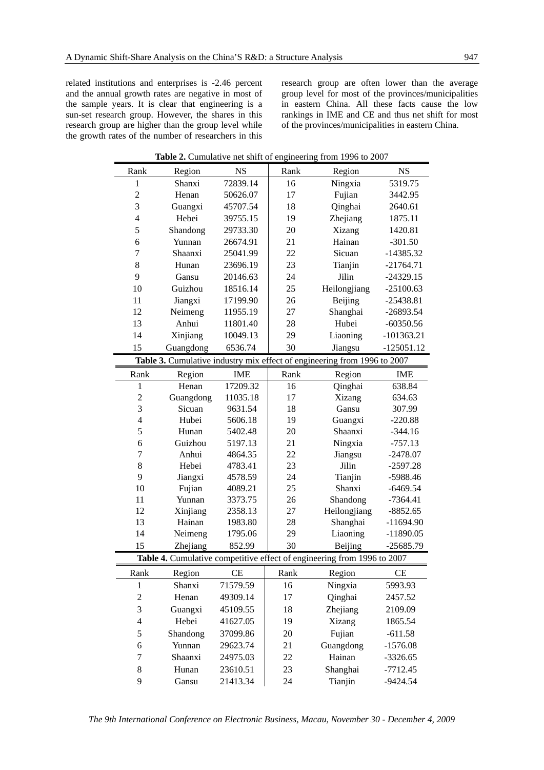related institutions and enterprises is -2.46 percent and the annual growth rates are negative in most of the sample years. It is clear that engineering is a sun-set research group. However, the shares in this research group are higher than the group level while the growth rates of the number of researchers in this research group are often lower than the average group level for most of the provinces/municipalities in eastern China. All these facts cause the low rankings in IME and CE and thus net shift for most of the provinces/municipalities in eastern China.

**Table 2.** Cumulative net shift of engineering from 1996 to 2007

| Rank | Region | NS | Rank | Region | NS |
|---|---|---|---|---|---|
| 1 | Shanxi | 72839.14 | 16 | Ningxia | 5319.75 |
| 2 | Henan | 50626.07 | 17 | Fujian | 3442.95 |
| 3 | Guangxi | 45707.54 | 18 | Qinghai | 2640.61 |
| 4 | Hebei | 39755.15 | 19 | Zhejiang | 1875.11 |
| 5 | Shandong | 29733.30 | 20 | Xizang | 1420.81 |
| 6 | Yunnan | 26674.91 | 21 | Hainan | -301.50 |
| 7 | Shaanxi | 25041.99 | 22 | Sicuan | -14385.32 |
| 8 | Hunan | 23696.19 | 23 | Tianjin | -21764.71 |
| 9 | Gansu | 20146.63 | 24 | Jilin | -24329.15 |
| 10 | Guizhou | 18516.14 | 25 | Heilongjiang | -25100.63 |
| 11 | Jiangxi | 17199.90 | 26 | Beijing | -25438.81 |
| 12 | Neimeng | 11955.19 | 27 | Shanghai | -26893.54 |
| 13 | Anhui | 11801.40 | 28 | Hubei | -60350.56 |
| 14 | Xinjiang | 10049.13 | 29 | Liaoning | -101363.21 |
| 15 | Guangdong | 6536.74 | 30 | Jiangsu | -125051.12 |

**Table 3.** Cumulative industry mix effect of engineering from 1996 to 2007

| Rank | Region | IME | Rank | Region | IME |
|---|---|---|---|---|---|
| 1 | Henan | 17209.32 | 16 | Qinghai | 638.84 |
| 2 | Guangdong | 11035.18 | 17 | Xizang | 634.63 |
| 3 | Sicuan | 9631.54 | 18 | Gansu | 307.99 |
| 4 | Hubei | 5606.18 | 19 | Guangxi | -220.88 |
| 5 | Hunan | 5402.48 | 20 | Shaanxi | -344.16 |
| 6 | Guizhou | 5197.13 | 21 | Ningxia | -757.13 |
| 7 | Anhui | 4864.35 | 22 | Jiangsu | -2478.07 |
| 8 | Hebei | 4783.41 | 23 | Jilin | -2597.28 |
| 9 | Jiangxi | 4578.59 | 24 | Tianjin | -5988.46 |
| 10 | Fujian | 4089.21 | 25 | Shanxi | -6469.54 |
| 11 | Yunnan | 3373.75 | 26 | Shandong | -7364.41 |
| 12 | Xinjiang | 2358.13 | 27 | Heilongjiang | -8852.65 |
| 13 | Hainan | 1983.80 | 28 | Shanghai | -11694.90 |
| 14 | Neimeng | 1795.06 | 29 | Liaoning | -11890.05 |
| 15 | Zhejiang | 852.99 | 30 | Beijing | -25685.79 |

**Table 4.** Cumulative competitive effect of engineering from 1996 to 2007

| Rank | Region | CE | Rank | Region | CE |
|---|---|---|---|---|---|
| 1 | Shanxi | 71579.59 | 16 | Ningxia | 5993.93 |
| 2 | Henan | 49309.14 | 17 | Qinghai | 2457.52 |
| 3 | Guangxi | 45109.55 | 18 | Zhejiang | 2109.09 |
| 4 | Hebei | 41627.05 | 19 | Xizang | 1865.54 |
| 5 | Shandong | 37099.86 | 20 | Fujian | -611.58 |
| 6 | Yunnan | 29623.74 | 21 | Guangdong | -1576.08 |
| 7 | Shaanxi | 24975.03 | 22 | Hainan | -3326.65 |
| 8 | Hunan | 23610.51 | 23 | Shanghai | -7712.45 |
| 9 | Gansu | 21413.34 | 24 | Tianjin | -9424.54 |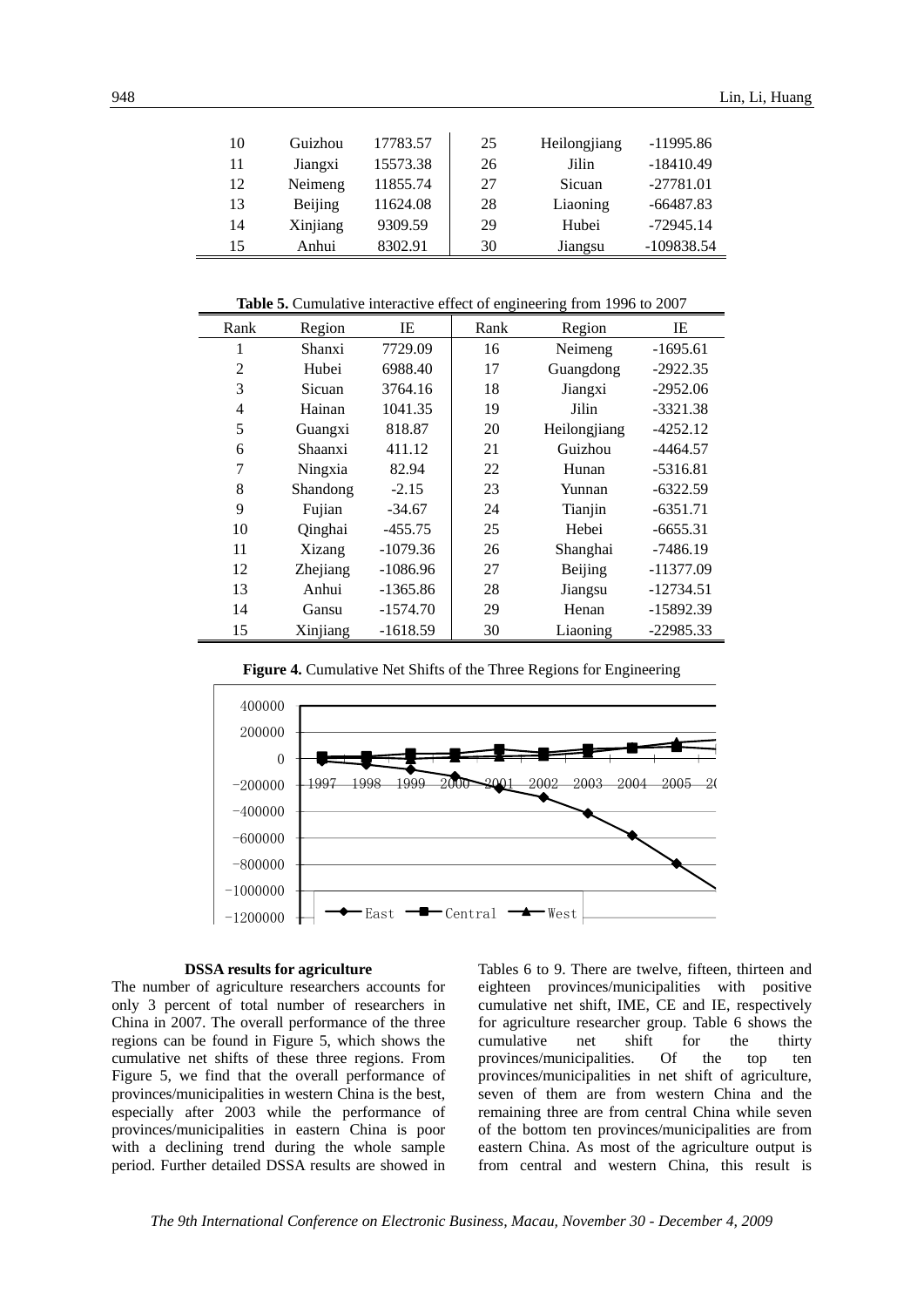| 10 | Guizhou | 17783.57 | 25 | Heilongjiang | -11995.86 |
|---|---|---|---|---|---|
| 11 | Jiangxi | 15573.38 | 26 | Jilin | -18410.49 |
| 12 | Neimeng | 11855.74 | 27 | Sicuan | -27781.01 |
| 13 | Beijing | 11624.08 | 28 | Liaoning | -66487.83 |
| 14 | Xinjiang | 9309.59 | 29 | Hubei | -72945.14 |
| 15 | Anhui | 8302.91 | 30 | Jiangsu | -109838.54 |

**Table 5.** Cumulative interactive effect of engineering from 1996 to 2007

| Rank | Region | IE | Rank | Region | IE |
|---|---|---|---|---|---|
| 1 | Shanxi | 7729.09 | 16 | Neimeng | -1695.61 |
| 2 | Hubei | 6988.40 | 17 | Guangdong | -2922.35 |
| 3 | Sicuan | 3764.16 | 18 | Jiangxi | -2952.06 |
| 4 | Hainan | 1041.35 | 19 | Jilin | -3321.38 |
| 5 | Guangxi | 818.87 | 20 | Heilongjiang | -4252.12 |
| 6 | Shaanxi | 411.12 | 21 | Guizhou | -4464.57 |
| 7 | Ningxia | 82.94 | 22 | Hunan | -5316.81 |
| 8 | Shandong | -2.15 | 23 | Yunnan | -6322.59 |
| 9 | Fujian | -34.67 | 24 | Tianjin | -6351.71 |
| 10 | Qinghai | -455.75 | 25 | Hebei | -6655.31 |
| 11 | Xizang | -1079.36 | 26 | Shanghai | -7486.19 |
| 12 | Zhejiang | -1086.96 | 27 | Beijing | -11377.09 |
| 13 | Anhui | -1365.86 | 28 | Jiangsu | -12734.51 |
| 14 | Gansu | -1574.70 | 29 | Henan | -15892.39 |
| 15 | Xinjiang | -1618.59 | 30 | Liaoning | -22985.33 |

**Figure 4.** Cumulative Net Shifts of the Three Regions for Engineering

#### DSSA results for agriculture

The number of agriculture researchers accounts for only 3 percent of total number of researchers in China in 2007. The overall performance of the three regions can be found in Figure 5, which shows the cumulative net shifts of these three regions. From Figure 5, we find that the overall performance of provinces/municipalities in western China is the best, especially after 2003 while the performance of provinces/municipalities in eastern China is poor with a declining trend during the whole sample period. Further detailed DSSA results are showed in Tables 6 to 9. There are twelve, fifteen, thirteen and eighteen provinces/municipalities with positive cumulative net shift, IME, CE and IE, respectively for agriculture researcher group. Table 6 shows the cumulative net shift for the thirty provinces/municipalities. Of the top ten provinces/municipalities in net shift of agriculture, seven of them are from western China and the remaining three are from central China while seven of the bottom ten provinces/municipalities are from eastern China. As most of the agriculture output is from central and western China, this result is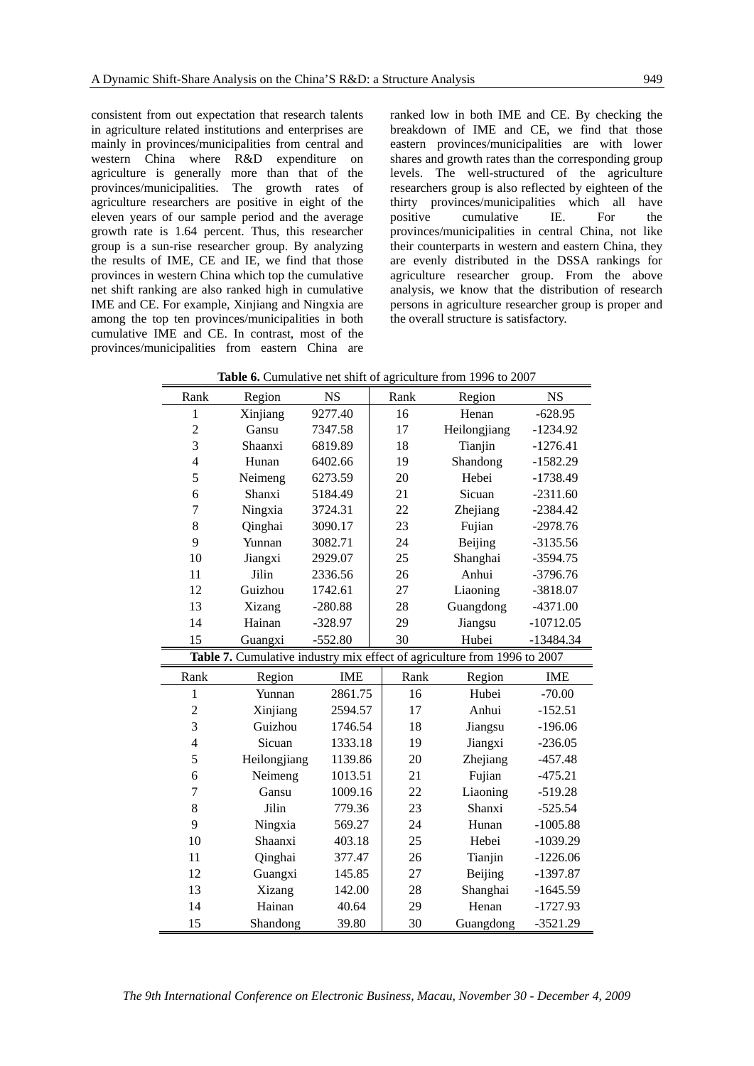consistent from out expectation that research talents in agriculture related institutions and enterprises are mainly in provinces/municipalities from central and western China where R&D expenditure on agriculture is generally more than that of the provinces/municipalities. The growth rates of agriculture researchers are positive in eight of the eleven years of our sample period and the average growth rate is 1.64 percent. Thus, this researcher group is a sun-rise researcher group. By analyzing the results of IME, CE and IE, we find that those provinces in western China which top the cumulative net shift ranking are also ranked high in cumulative IME and CE. For example, Xinjiang and Ningxia are among the top ten provinces/municipalities in both cumulative IME and CE. In contrast, most of the provinces/municipalities from eastern China are ranked low in both IME and CE. By checking the breakdown of IME and CE, we find that those eastern provinces/municipalities are with lower shares and growth rates than the corresponding group levels. The well-structured of the agriculture researchers group is also reflected by eighteen of the thirty provinces/municipalities which all have positive cumulative IE. For the provinces/municipalities in central China, not like their counterparts in western and eastern China, they are evenly distributed in the DSSA rankings for agriculture researcher group. From the above analysis, we know that the distribution of research persons in agriculture researcher group is proper and the overall structure is satisfactory.

**Table 6.** Cumulative net shift of agriculture from 1996 to 2007

| Rank | Region | NS | Rank | Region | NS |
|---|---|---|---|---|---|
| 1 | Xinjiang | 9277.40 | 16 | Henan | -628.95 |
| 2 | Gansu | 7347.58 | 17 | Heilongjiang | -1234.92 |
| 3 | Shaanxi | 6819.89 | 18 | Tianjin | -1276.41 |
| 4 | Hunan | 6402.66 | 19 | Shandong | -1582.29 |
| 5 | Neimeng | 6273.59 | 20 | Hebei | -1738.49 |
| 6 | Shanxi | 5184.49 | 21 | Sicuan | -2311.60 |
| 7 | Ningxia | 3724.31 | 22 | Zhejiang | -2384.42 |
| 8 | Qinghai | 3090.17 | 23 | Fujian | -2978.76 |
| 9 | Yunnan | 3082.71 | 24 | Beijing | -3135.56 |
| 10 | Jiangxi | 2929.07 | 25 | Shanghai | -3594.75 |
| 11 | Jilin | 2336.56 | 26 | Anhui | -3796.76 |
| 12 | Guizhou | 1742.61 | 27 | Liaoning | -3818.07 |
| 13 | Xizang | -280.88 | 28 | Guangdong | -4371.00 |
| 14 | Hainan | -328.97 | 29 | Jiangsu | -10712.05 |
| 15 | Guangxi | -552.80 | 30 | Hubei | -13484.34 |

**Table 7.** Cumulative industry mix effect of agriculture from 1996 to 2007

| Rank | Region | IME | Rank | Region | IME |
|---|---|---|---|---|---|
| 1 | Yunnan | 2861.75 | 16 | Hubei | -70.00 |
| 2 | Xinjiang | 2594.57 | 17 | Anhui | -152.51 |
| 3 | Guizhou | 1746.54 | 18 | Jiangsu | -196.06 |
| 4 | Sicuan | 1333.18 | 19 | Jiangxi | -236.05 |
| 5 | Heilongjiang | 1139.86 | 20 | Zhejiang | -457.48 |
| 6 | Neimeng | 1013.51 | 21 | Fujian | -475.21 |
| 7 | Gansu | 1009.16 | 22 | Liaoning | -519.28 |
| 8 | Jilin | 779.36 | 23 | Shanxi | -525.54 |
| 9 | Ningxia | 569.27 | 24 | Hunan | -1005.88 |
| 10 | Shaanxi | 403.18 | 25 | Hebei | -1039.29 |
| 11 | Qinghai | 377.47 | 26 | Tianjin | -1226.06 |
| 12 | Guangxi | 145.85 | 27 | Beijing | -1397.87 |
| 13 | Xizang | 142.00 | 28 | Shanghai | -1645.59 |
| 14 | Hainan | 40.64 | 29 | Henan | -1727.93 |
| 15 | Shandong | 39.80 | 30 | Guangdong | -3521.29 |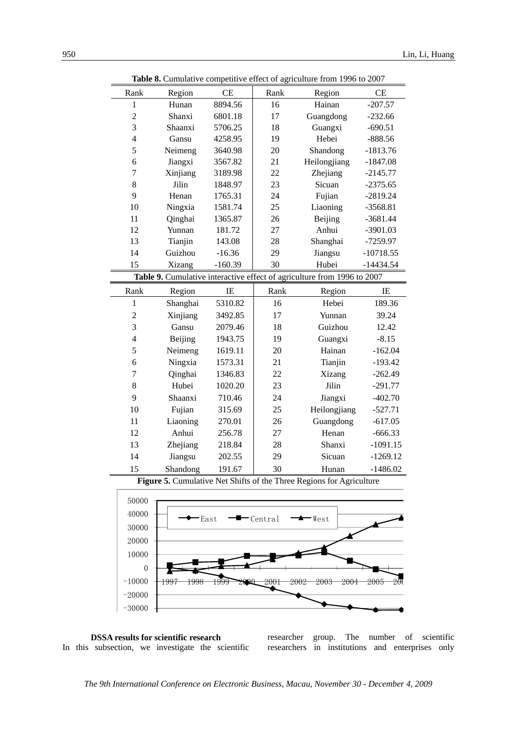**Table 8.** Cumulative competitive effect of agriculture from 1996 to 2007

| Rank | Region | CE | Rank | Region | CE |
|---|---|---|---|---|---|
| 1 | Hunan | 8894.56 | 16 | Hainan | -207.57 |
| 2 | Shanxi | 6801.18 | 17 | Guangdong | -232.66 |
| 3 | Shaanxi | 5706.25 | 18 | Guangxi | -690.51 |
| 4 | Gansu | 4258.95 | 19 | Hebei | -888.56 |
| 5 | Neimeng | 3640.98 | 20 | Shandong | -1813.76 |
| 6 | Jiangxi | 3567.82 | 21 | Heilongjiang | -1847.08 |
| 7 | Xinjiang | 3189.98 | 22 | Zhejiang | -2145.77 |
| 8 | Jilin | 1848.97 | 23 | Sicuan | -2375.65 |
| 9 | Henan | 1765.31 | 24 | Fujian | -2819.24 |
| 10 | Ningxia | 1581.74 | 25 | Liaoning | -3568.81 |
| 11 | Qinghai | 1365.87 | 26 | Beijing | -3681.44 |
| 12 | Yunnan | 181.72 | 27 | Anhui | -3901.03 |
| 13 | Tianjin | 143.08 | 28 | Shanghai | -7259.97 |
| 14 | Guizhou | -16.36 | 29 | Jiangsu | -10718.55 |
| 15 | Xizang | -160.39 | 30 | Hubei | -14434.54 |

**Table 9.** Cumulative interactive effect of agriculture from 1996 to 2007

| Rank | Region | IE | Rank | Region | IE |
|---|---|---|---|---|---|
| 1 | Shanghai | 5310.82 | 16 | Hebei | 189.36 |
| 2 | Xinjiang | 3492.85 | 17 | Yunnan | 39.24 |
| 3 | Gansu | 2079.46 | 18 | Guizhou | 12.42 |
| 4 | Beijing | 1943.75 | 19 | Guangxi | -8.15 |
| 5 | Neimeng | 1619.11 | 20 | Hainan | -162.04 |
| 6 | Ningxia | 1573.31 | 21 | Tianjin | -193.42 |
| 7 | Qinghai | 1346.83 | 22 | Xizang | -262.49 |
| 8 | Hubei | 1020.20 | 23 | Jilin | -291.77 |
| 9 | Shaanxi | 710.46 | 24 | Jiangxi | -402.70 |
| 10 | Fujian | 315.69 | 25 | Heilongjiang | -527.71 |
| 11 | Liaoning | 270.01 | 26 | Guangdong | -617.05 |
| 12 | Anhui | 256.78 | 27 | Henan | -666.33 |
| 13 | Zhejiang | 218.84 | 28 | Shanxi | -1091.15 |
| 14 | Jiangsu | 202.55 | 29 | Sicuan | -1269.12 |
| 15 | Shandong | 191.67 | 30 | Hunan | -1486.02 |

**Figure 5.** Cumulative Net Shifts of the Three Regions for Agriculture

**DSSA results for scientific research**

In this subsection, we investigate the scientific researcher group. The number of scientific researchers in institutions and enterprises only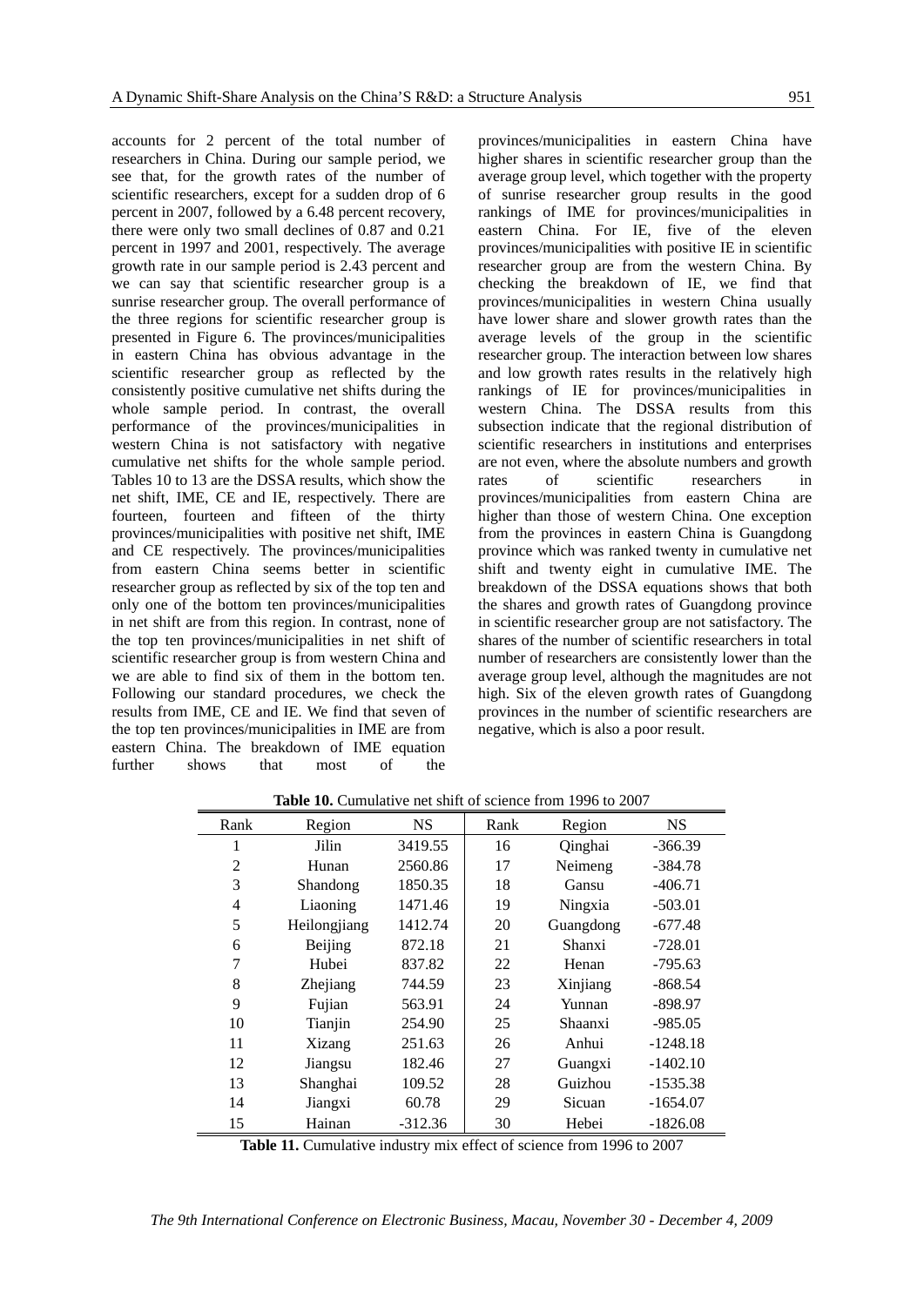accounts for 2 percent of the total number of researchers in China. During our sample period, we see that, for the growth rates of the number of scientific researchers, except for a sudden drop of 6 percent in 2007, followed by a 6.48 percent recovery, there were only two small declines of 0.87 and 0.21 percent in 1997 and 2001, respectively. The average growth rate in our sample period is 2.43 percent and we can say that scientific researcher group is a sunrise researcher group. The overall performance of the three regions for scientific researcher group is presented in Figure 6. The provinces/municipalities in eastern China has obvious advantage in the scientific researcher group as reflected by the consistently positive cumulative net shifts during the whole sample period. In contrast, the overall performance of the provinces/municipalities in western China is not satisfactory with negative cumulative net shifts for the whole sample period. Tables 10 to 13 are the DSSA results, which show the net shift, IME, CE and IE, respectively. There are fourteen, fourteen and fifteen of the thirty provinces/municipalities with positive net shift, IME and CE respectively. The provinces/municipalities from eastern China seems better in scientific researcher group as reflected by six of the top ten and only one of the bottom ten provinces/municipalities in net shift are from this region. In contrast, none of the top ten provinces/municipalities in net shift of scientific researcher group is from western China and we are able to find six of them in the bottom ten. Following our standard procedures, we check the results from IME, CE and IE. We find that seven of the top ten provinces/municipalities in IME are from eastern China. The breakdown of IME equation further shows that most of the provinces/municipalities in eastern China have higher shares in scientific researcher group than the average group level, which together with the property of sunrise researcher group results in the good rankings of IME for provinces/municipalities in eastern China. For IE, five of the eleven provinces/municipalities with positive IE in scientific researcher group are from the western China. By checking the breakdown of IE, we find that provinces/municipalities in western China usually have lower share and slower growth rates than the average levels of the group in the scientific researcher group. The interaction between low shares and low growth rates results in the relatively high rankings of IE for provinces/municipalities in western China. The DSSA results from this subsection indicate that the regional distribution of scientific researchers in institutions and enterprises are not even, where the absolute numbers and growth rates of scientific researchers in provinces/municipalities from eastern China are higher than those of western China. One exception from the provinces in eastern China is Guangdong province which was ranked twenty in cumulative net shift and twenty eight in cumulative IME. The breakdown of the DSSA equations shows that both the shares and growth rates of Guangdong province in scientific researcher group are not satisfactory. The shares of the number of scientific researchers in total number of researchers are consistently lower than the average group level, although the magnitudes are not high. Six of the eleven growth rates of Guangdong provinces in the number of scientific researchers are negative, which is also a poor result.

**Table 10.** Cumulative net shift of science from 1996 to 2007

| Rank | Region | NS | Rank | Region | NS |
|---|---|---|---|---|---|
| 1 | Jilin | 3419.55 | 16 | Qinghai | -366.39 |
| 2 | Hunan | 2560.86 | 17 | Neimeng | -384.78 |
| 3 | Shandong | 1850.35 | 18 | Gansu | -406.71 |
| 4 | Liaoning | 1471.46 | 19 | Ningxia | -503.01 |
| 5 | Heilongjiang | 1412.74 | 20 | Guangdong | -677.48 |
| 6 | Beijing | 872.18 | 21 | Shanxi | -728.01 |
| 7 | Hubei | 837.82 | 22 | Henan | -795.63 |
| 8 | Zhejiang | 744.59 | 23 | Xinjiang | -868.54 |
| 9 | Fujian | 563.91 | 24 | Yunnan | -898.97 |
| 10 | Tianjin | 254.90 | 25 | Shaanxi | -985.05 |
| 11 | Xizang | 251.63 | 26 | Anhui | -1248.18 |
| 12 | Jiangsu | 182.46 | 27 | Guangxi | -1402.10 |
| 13 | Shanghai | 109.52 | 28 | Guizhou | -1535.38 |
| 14 | Jiangxi | 60.78 | 29 | Sicuan | -1654.07 |
| 15 | Hainan | -312.36 | 30 | Hebei | -1826.08 |

**Table 11.** Cumulative industry mix effect of science from 1996 to 2007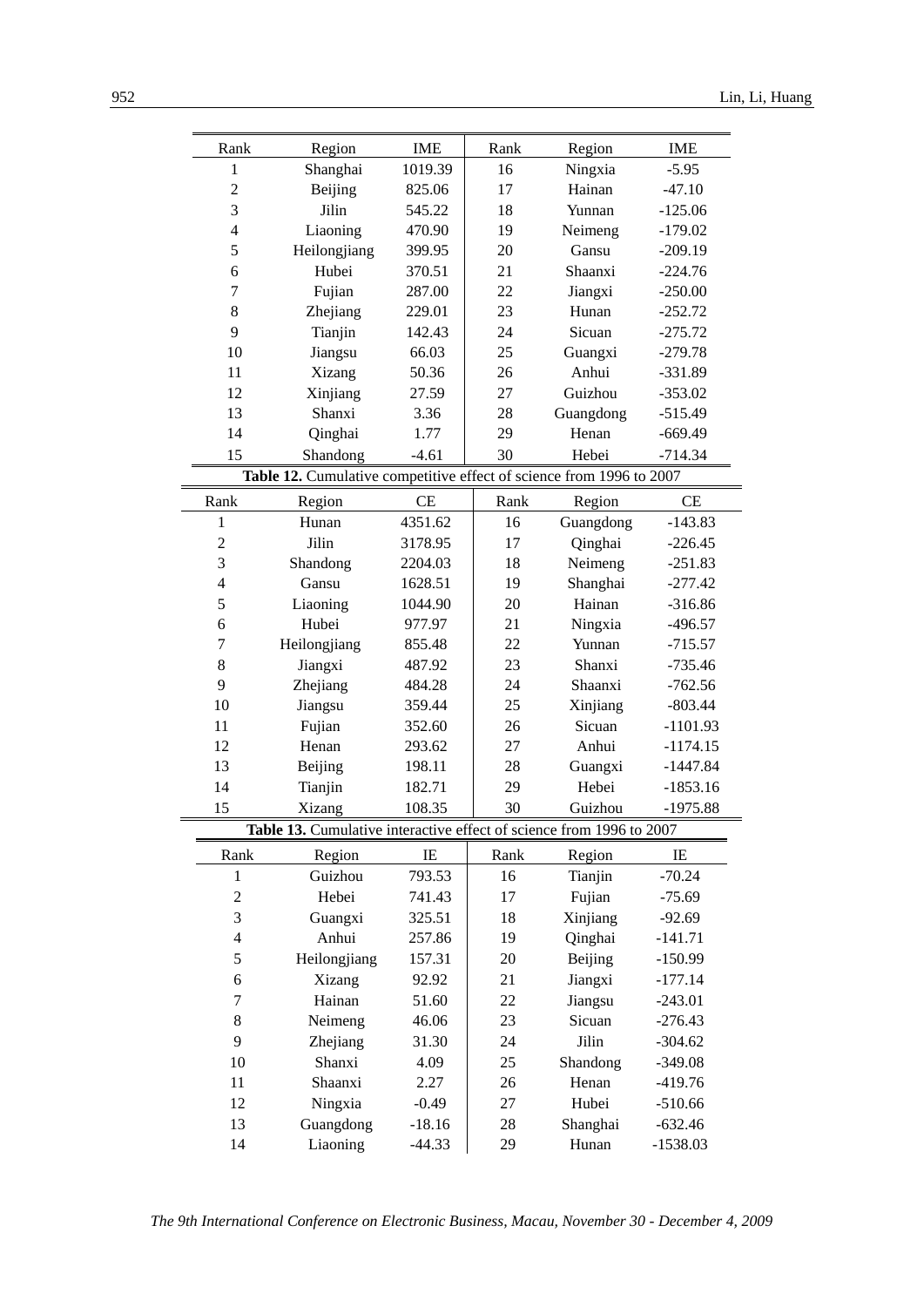| Rank | Region | IME | Rank | Region | IME |
|---|---|---|---|---|---|
| 1 | Shanghai | 1019.39 | 16 | Ningxia | -5.95 |
| 2 | Beijing | 825.06 | 17 | Hainan | -47.10 |
| 3 | Jilin | 545.22 | 18 | Yunnan | -125.06 |
| 4 | Liaoning | 470.90 | 19 | Neimeng | -179.02 |
| 5 | Heilongjiang | 399.95 | 20 | Gansu | -209.19 |
| 6 | Hubei | 370.51 | 21 | Shaanxi | -224.76 |
| 7 | Fujian | 287.00 | 22 | Jiangxi | -250.00 |
| 8 | Zhejiang | 229.01 | 23 | Hunan | -252.72 |
| 9 | Tianjin | 142.43 | 24 | Sicuan | -275.72 |
| 10 | Jiangsu | 66.03 | 25 | Guangxi | -279.78 |
| 11 | Xizang | 50.36 | 26 | Anhui | -331.89 |
| 12 | Xinjiang | 27.59 | 27 | Guizhou | -353.02 |
| 13 | Shanxi | 3.36 | 28 | Guangdong | -515.49 |
| 14 | Qinghai | 1.77 | 29 | Henan | -669.49 |
| 15 | Shandong | -4.61 | 30 | Hebei | -714.34 |

**Table 12.** Cumulative competitive effect of science from 1996 to 2007

| Rank | Region | CE | Rank | Region | CE |
|---|---|---|---|---|---|
| 1 | Hunan | 4351.62 | 16 | Guangdong | -143.83 |
| 2 | Jilin | 3178.95 | 17 | Qinghai | -226.45 |
| 3 | Shandong | 2204.03 | 18 | Neimeng | -251.83 |
| 4 | Gansu | 1628.51 | 19 | Shanghai | -277.42 |
| 5 | Liaoning | 1044.90 | 20 | Hainan | -316.86 |
| 6 | Hubei | 977.97 | 21 | Ningxia | -496.57 |
| 7 | Heilongjiang | 855.48 | 22 | Yunnan | -715.57 |
| 8 | Jiangxi | 487.92 | 23 | Shanxi | -735.46 |
| 9 | Zhejiang | 484.28 | 24 | Shaanxi | -762.56 |
| 10 | Jiangsu | 359.44 | 25 | Xinjiang | -803.44 |
| 11 | Fujian | 352.60 | 26 | Sicuan | -1101.93 |
| 12 | Henan | 293.62 | 27 | Anhui | -1174.15 |
| 13 | Beijing | 198.11 | 28 | Guangxi | -1447.84 |
| 14 | Tianjin | 182.71 | 29 | Hebei | -1853.16 |
| 15 | Xizang | 108.35 | 30 | Guizhou | -1975.88 |

**Table 13.** Cumulative interactive effect of science from 1996 to 2007

| Rank | Region | IE | Rank | Region | IE |
|---|---|---|---|---|---|
| 1 | Guizhou | 793.53 | 16 | Tianjin | -70.24 |
| 2 | Hebei | 741.43 | 17 | Fujian | -75.69 |
| 3 | Guangxi | 325.51 | 18 | Xinjiang | -92.69 |
| 4 | Anhui | 257.86 | 19 | Qinghai | -141.71 |
| 5 | Heilongjiang | 157.31 | 20 | Beijing | -150.99 |
| 6 | Xizang | 92.92 | 21 | Jiangxi | -177.14 |
| 7 | Hainan | 51.60 | 22 | Jiangsu | -243.01 |
| 8 | Neimeng | 46.06 | 23 | Sicuan | -276.43 |
| 9 | Zhejiang | 31.30 | 24 | Jilin | -304.62 |
| 10 | Shanxi | 4.09 | 25 | Shandong | -349.08 |
| 11 | Shaanxi | 2.27 | 26 | Henan | -419.76 |
| 12 | Ningxia | -0.49 | 27 | Hubei | -510.66 |
| 13 | Guangdong | -18.16 | 28 | Shanghai | -632.46 |
| 14 | Liaoning | -44.33 | 29 | Hunan | -1538.03 |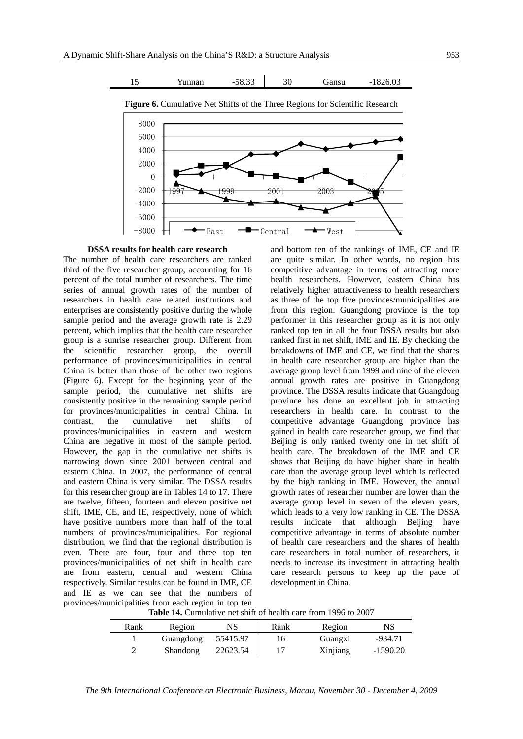| 15 | Yunnan | -58.33 | 30 | Gansu | -1826.03 |
|---|---|---|---|---|---|

**Figure 6.** Cumulative Net Shifts of the Three Regions for Scientific Research

**DSSA results for health care research**

The number of health care researchers are ranked third of the five researcher group, accounting for 16 percent of the total number of researchers. The time series of annual growth rates of the number of researchers in health care related institutions and enterprises are consistently positive during the whole sample period and the average growth rate is 2.29 percent, which implies that the health care researcher group is a sunrise researcher group. Different from the scientific researcher group, the overall performance of provinces/municipalities in central China is better than those of the other two regions (Figure 6). Except for the beginning year of the sample period, the cumulative net shifts are consistently positive in the remaining sample period for provinces/municipalities in central China. In contrast, the cumulative net shifts of provinces/municipalities in eastern and western China are negative in most of the sample period. However, the gap in the cumulative net shifts is narrowing down since 2001 between central and eastern China. In 2007, the performance of central and eastern China is very similar. The DSSA results for this researcher group are in Tables 14 to 17. There are twelve, fifteen, fourteen and eleven positive net shift, IME, CE, and IE, respectively, none of which have positive numbers more than half of the total numbers of provinces/municipalities. For regional distribution, we find that the regional distribution is even. There are four, four and three top ten provinces/municipalities of net shift in health care are from eastern, central and western China respectively. Similar results can be found in IME, CE and IE as we can see that the numbers of provinces/municipalities from each region in top ten and bottom ten of the rankings of IME, CE and IE are quite similar. In other words, no region has competitive advantage in terms of attracting more health researchers. However, eastern China has relatively higher attractiveness to health researchers as three of the top five provinces/municipalities are from this region. Guangdong province is the top performer in this researcher group as it is not only ranked top ten in all the four DSSA results but also ranked first in net shift, IME and IE. By checking the breakdowns of IME and CE, we find that the shares in health care researcher group are higher than the average group level from 1999 and nine of the eleven annual growth rates are positive in Guangdong province. The DSSA results indicate that Guangdong province has done an excellent job in attracting researchers in health care. In contrast to the competitive advantage Guangdong province has gained in health care researcher group, we find that Beijing is only ranked twenty one in net shift of health care. The breakdown of the IME and CE shows that Beijing do have higher share in health care than the average group level which is reflected by the high ranking in IME. However, the annual growth rates of researcher number are lower than the average group level in seven of the eleven years, which leads to a very low ranking in CE. The DSSA results indicate that although Beijing have competitive advantage in terms of absolute number of health care researchers and the shares of health care researchers in total number of researchers, it needs to increase its investment in attracting health care research persons to keep up the pace of development in China.

**Table 14.** Cumulative net shift of health care from 1996 to 2007

| Rank | Region | NS | Rank | Region | NS |
|---|---|---|---|---|---|
| 1 | Guangdong | 55415.97 | 16 | Guangxi | -934.71 |
| 2 | Shandong | 22623.54 | 17 | Xinjiang | -1590.20 |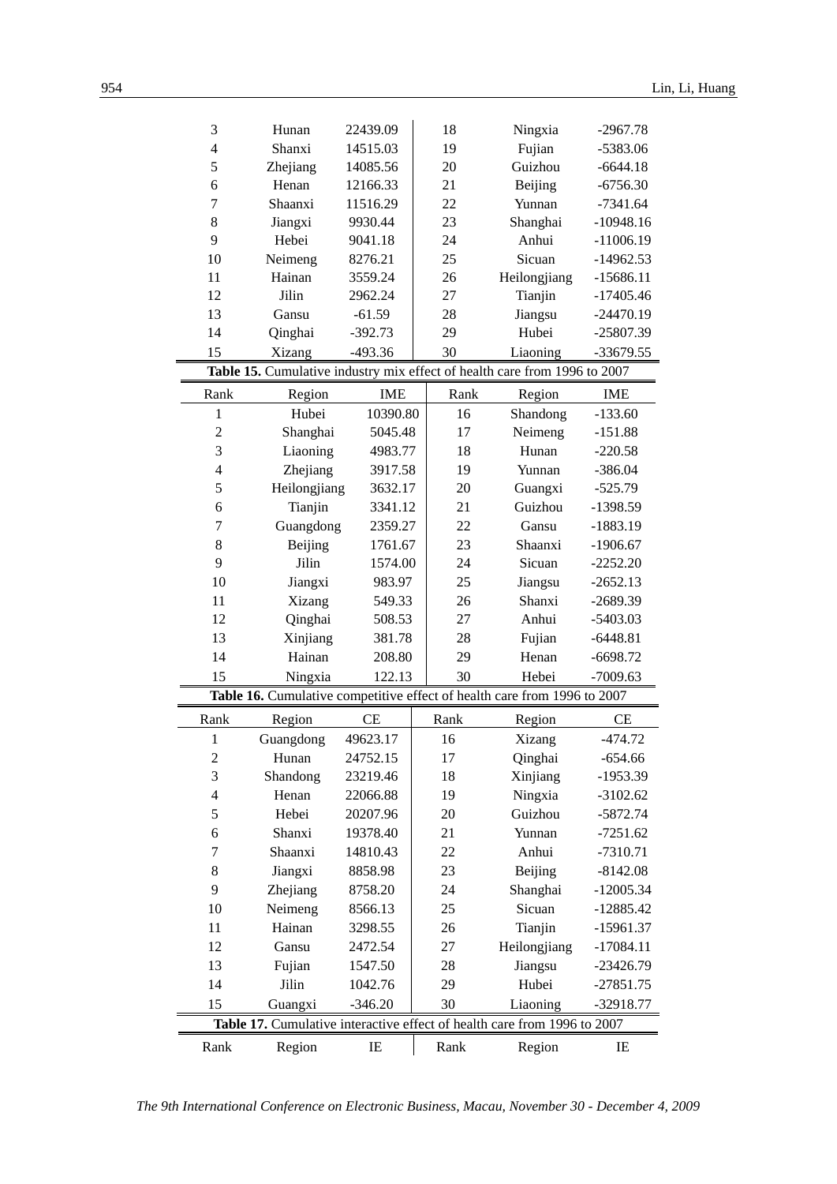| 3 | Hunan | 22439.09 | 18 | Ningxia | -2967.78 |
|---|---|---|---|---|---|
| 4 | Shanxi | 14515.03 | 19 | Fujian | -5383.06 |
| 5 | Zhejiang | 14085.56 | 20 | Guizhou | -6644.18 |
| 6 | Henan | 12166.33 | 21 | Beijing | -6756.30 |
| 7 | Shaanxi | 11516.29 | 22 | Yunnan | -7341.64 |
| 8 | Jiangxi | 9930.44 | 23 | Shanghai | -10948.16 |
| 9 | Hebei | 9041.18 | 24 | Anhui | -11006.19 |
| 10 | Neimeng | 8276.21 | 25 | Sicuan | -14962.53 |
| 11 | Hainan | 3559.24 | 26 | Heilongjiang | -15686.11 |
| 12 | Jilin | 2962.24 | 27 | Tianjin | -17405.46 |
| 13 | Gansu | -61.59 | 28 | Jiangsu | -24470.19 |
| 14 | Qinghai | -392.73 | 29 | Hubei | -25807.39 |
| 15 | Xizang | -493.36 | 30 | Liaoning | -33679.55 |

**Table 15.** Cumulative industry mix effect of health care from 1996 to 2007

| Rank | Region | IME | Rank | Region | IME |
|---|---|---|---|---|---|
| 1 | Hubei | 10390.80 | 16 | Shandong | -133.60 |
| 2 | Shanghai | 5045.48 | 17 | Neimeng | -151.88 |
| 3 | Liaoning | 4983.77 | 18 | Hunan | -220.58 |
| 4 | Zhejiang | 3917.58 | 19 | Yunnan | -386.04 |
| 5 | Heilongjiang | 3632.17 | 20 | Guangxi | -525.79 |
| 6 | Tianjin | 3341.12 | 21 | Guizhou | -1398.59 |
| 7 | Guangdong | 2359.27 | 22 | Gansu | -1883.19 |
| 8 | Beijing | 1761.67 | 23 | Shaanxi | -1906.67 |
| 9 | Jilin | 1574.00 | 24 | Sicuan | -2252.20 |
| 10 | Jiangxi | 983.97 | 25 | Jiangsu | -2652.13 |
| 11 | Xizang | 549.33 | 26 | Shanxi | -2689.39 |
| 12 | Qinghai | 508.53 | 27 | Anhui | -5403.03 |
| 13 | Xinjiang | 381.78 | 28 | Fujian | -6448.81 |
| 14 | Hainan | 208.80 | 29 | Henan | -6698.72 |
| 15 | Ningxia | 122.13 | 30 | Hebei | -7009.63 |

**Table 16.** Cumulative competitive effect of health care from 1996 to 2007

| Rank | Region | CE | Rank | Region | CE |
|---|---|---|---|---|---|
| 1 | Guangdong | 49623.17 | 16 | Xizang | -474.72 |
| 2 | Hunan | 24752.15 | 17 | Qinghai | -654.66 |
| 3 | Shandong | 23219.46 | 18 | Xinjiang | -1953.39 |
| 4 | Henan | 22066.88 | 19 | Ningxia | -3102.62 |
| 5 | Hebei | 20207.96 | 20 | Guizhou | -5872.74 |
| 6 | Shanxi | 19378.40 | 21 | Yunnan | -7251.62 |
| 7 | Shaanxi | 14810.43 | 22 | Anhui | -7310.71 |
| 8 | Jiangxi | 8858.98 | 23 | Beijing | -8142.08 |
| 9 | Zhejiang | 8758.20 | 24 | Shanghai | -12005.34 |
| 10 | Neimeng | 8566.13 | 25 | Sicuan | -12885.42 |
| 11 | Hainan | 3298.55 | 26 | Tianjin | -15961.37 |
| 12 | Gansu | 2472.54 | 27 | Heilongjiang | -17084.11 |
| 13 | Fujian | 1547.50 | 28 | Jiangsu | -23426.79 |
| 14 | Jilin | 1042.76 | 29 | Hubei | -27851.75 |
| 15 | Guangxi | -346.20 | 30 | Liaoning | -32918.77 |

**Table 17.** Cumulative interactive effect of health care from 1996 to 2007

| Rank | Region | IE | Rank | Region | IE |
|---|---|---|---|---|---|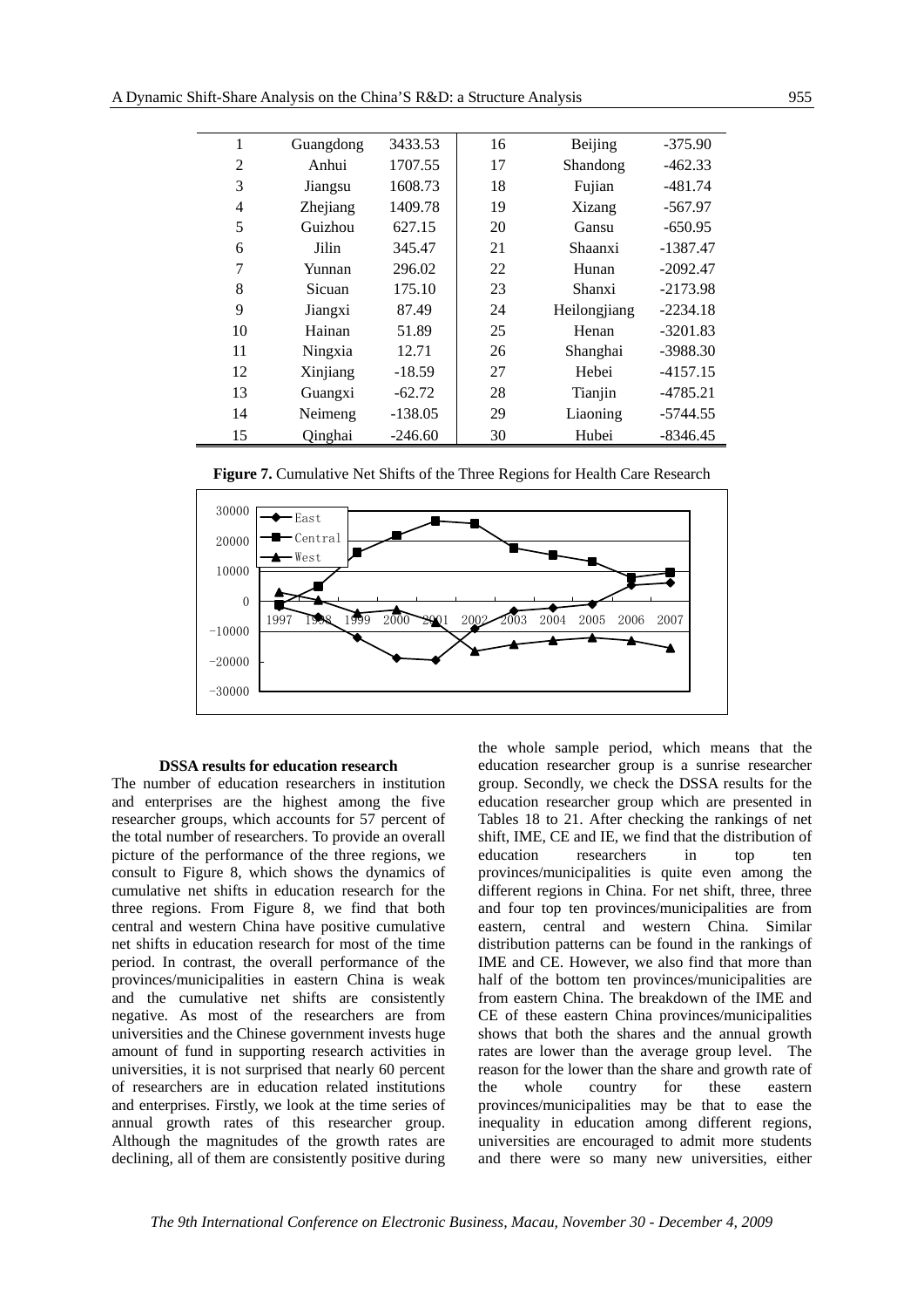| 1 | Guangdong | 3433.53 | 16 | Beijing | -375.90 |
|---|---|---|---|---|---|
| 2 | Anhui | 1707.55 | 17 | Shandong | -462.33 |
| 3 | Jiangsu | 1608.73 | 18 | Fujian | -481.74 |
| 4 | Zhejiang | 1409.78 | 19 | Xizang | -567.97 |
| 5 | Guizhou | 627.15 | 20 | Gansu | -650.95 |
| 6 | Jilin | 345.47 | 21 | Shaanxi | -1387.47 |
| 7 | Yunnan | 296.02 | 22 | Hunan | -2092.47 |
| 8 | Sicuan | 175.10 | 23 | Shanxi | -2173.98 |
| 9 | Jiangxi | 87.49 | 24 | Heilongjiang | -2234.18 |
| 10 | Hainan | 51.89 | 25 | Henan | -3201.83 |
| 11 | Ningxia | 12.71 | 26 | Shanghai | -3988.30 |
| 12 | Xinjiang | -18.59 | 27 | Hebei | -4157.15 |
| 13 | Guangxi | -62.72 | 28 | Tianjin | -4785.21 |
| 14 | Neimeng | -138.05 | 29 | Liaoning | -5744.55 |
| 15 | Qinghai | -246.60 | 30 | Hubei | -8346.45 |

**Figure 7.** Cumulative Net Shifts of the Three Regions for Health Care Research

### DSSA results for education research

The number of education researchers in institution and enterprises are the highest among the five researcher groups, which accounts for 57 percent of the total number of researchers. To provide an overall picture of the performance of the three regions, we consult to Figure 8, which shows the dynamics of cumulative net shifts in education research for the three regions. From Figure 8, we find that both central and western China have positive cumulative net shifts in education research for most of the time period. In contrast, the overall performance of the provinces/municipalities in eastern China is weak and the cumulative net shifts are consistently negative. As most of the researchers are from universities and the Chinese government invests huge amount of fund in supporting research activities in universities, it is not surprised that nearly 60 percent of researchers are in education related institutions and enterprises. Firstly, we look at the time series of annual growth rates of this researcher group. Although the magnitudes of the growth rates are declining, all of them are consistently positive during the whole sample period, which means that the education researcher group is a sunrise researcher group. Secondly, we check the DSSA results for the education researcher group which are presented in Tables 18 to 21. After checking the rankings of net shift, IME, CE and IE, we find that the distribution of education researchers in top ten provinces/municipalities is quite even among the different regions in China. For net shift, three, three and four top ten provinces/municipalities are from eastern, central and western China. Similar distribution patterns can be found in the rankings of IME and CE. However, we also find that more than half of the bottom ten provinces/municipalities are from eastern China. The breakdown of the IME and CE of these eastern China provinces/municipalities shows that both the shares and the annual growth rates are lower than the average group level. The reason for the lower than the share and growth rate of the whole country for these eastern provinces/municipalities may be that to ease the inequality in education among different regions, universities are encouraged to admit more students and there were so many new universities, either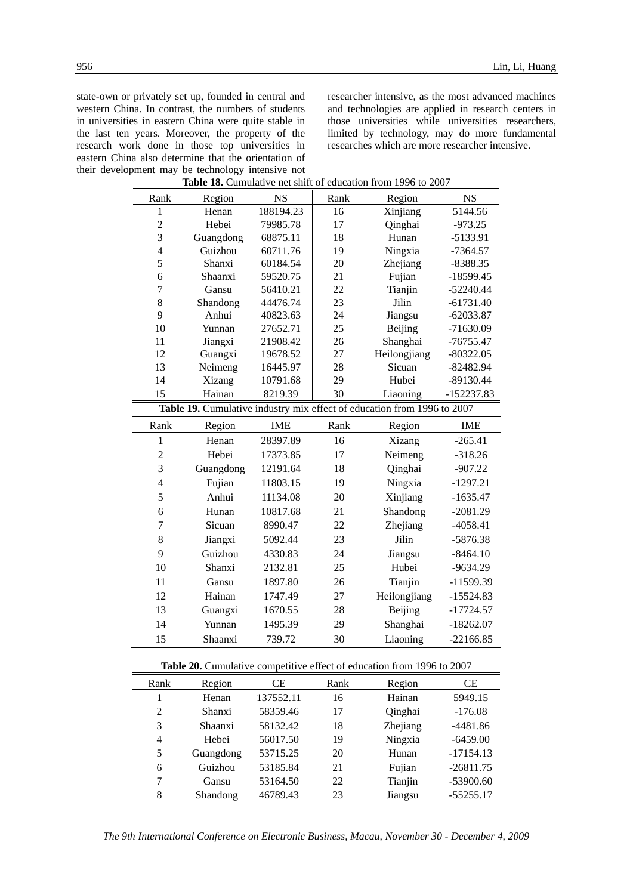state-own or privately set up, founded in central and western China. In contrast, the numbers of students in universities in eastern China were quite stable in the last ten years. Moreover, the property of the research work done in those top universities in eastern China also determine that the orientation of their development may be technology intensive not researcher intensive, as the most advanced machines and technologies are applied in research centers in those universities while universities researchers, limited by technology, may do more fundamental researches which are more researcher intensive.

**Table 18.** Cumulative net shift of education from 1996 to 2007

| Rank | Region | NS | Rank | Region | NS |
|---|---|---|---|---|---|
| 1 | Henan | 188194.23 | 16 | Xinjiang | 5144.56 |
| 2 | Hebei | 79985.78 | 17 | Qinghai | -973.25 |
| 3 | Guangdong | 68875.11 | 18 | Hunan | -5133.91 |
| 4 | Guizhou | 60711.76 | 19 | Ningxia | -7364.57 |
| 5 | Shanxi | 60184.54 | 20 | Zhejiang | -8388.35 |
| 6 | Shaanxi | 59520.75 | 21 | Fujian | -18599.45 |
| 7 | Gansu | 56410.21 | 22 | Tianjin | -52240.44 |
| 8 | Shandong | 44476.74 | 23 | Jilin | -61731.40 |
| 9 | Anhui | 40823.63 | 24 | Jiangsu | -62033.87 |
| 10 | Yunnan | 27652.71 | 25 | Beijing | -71630.09 |
| 11 | Jiangxi | 21908.42 | 26 | Shanghai | -76755.47 |
| 12 | Guangxi | 19678.52 | 27 | Heilongjiang | -80322.05 |
| 13 | Neimeng | 16445.97 | 28 | Sicuan | -82482.94 |
| 14 | Xizang | 10791.68 | 29 | Hubei | -89130.44 |
| 15 | Hainan | 8219.39 | 30 | Liaoning | -152237.83 |

**Table 19.** Cumulative industry mix effect of education from 1996 to 2007

| Rank | Region | IME | Rank | Region | IME |
|---|---|---|---|---|---|
| 1 | Henan | 28397.89 | 16 | Xizang | -265.41 |
| 2 | Hebei | 17373.85 | 17 | Neimeng | -318.26 |
| 3 | Guangdong | 12191.64 | 18 | Qinghai | -907.22 |
| 4 | Fujian | 11803.15 | 19 | Ningxia | -1297.21 |
| 5 | Anhui | 11134.08 | 20 | Xinjiang | -1635.47 |
| 6 | Hunan | 10817.68 | 21 | Shandong | -2081.29 |
| 7 | Sicuan | 8990.47 | 22 | Zhejiang | -4058.41 |
| 8 | Jiangxi | 5092.44 | 23 | Jilin | -5876.38 |
| 9 | Guizhou | 4330.83 | 24 | Jiangsu | -8464.10 |
| 10 | Shanxi | 2132.81 | 25 | Hubei | -9634.29 |
| 11 | Gansu | 1897.80 | 26 | Tianjin | -11599.39 |
| 12 | Hainan | 1747.49 | 27 | Heilongjiang | -15524.83 |
| 13 | Guangxi | 1670.55 | 28 | Beijing | -17724.57 |
| 14 | Yunnan | 1495.39 | 29 | Shanghai | -18262.07 |
| 15 | Shaanxi | 739.72 | 30 | Liaoning | -22166.85 |

**Table 20.** Cumulative competitive effect of education from 1996 to 2007

| Rank | Region | CE | Rank | Region | CE |
|---|---|---|---|---|---|
| 1 | Henan | 137552.11 | 16 | Hainan | 5949.15 |
| 2 | Shanxi | 58359.46 | 17 | Qinghai | -176.08 |
| 3 | Shaanxi | 58132.42 | 18 | Zhejiang | -4481.86 |
| 4 | Hebei | 56017.50 | 19 | Ningxia | -6459.00 |
| 5 | Guangdong | 53715.25 | 20 | Hunan | -17154.13 |
| 6 | Guizhou | 53185.84 | 21 | Fujian | -26811.75 |
| 7 | Gansu | 53164.50 | 22 | Tianjin | -53900.60 |
| 8 | Shandong | 46789.43 | 23 | Jiangsu | -55255.17 |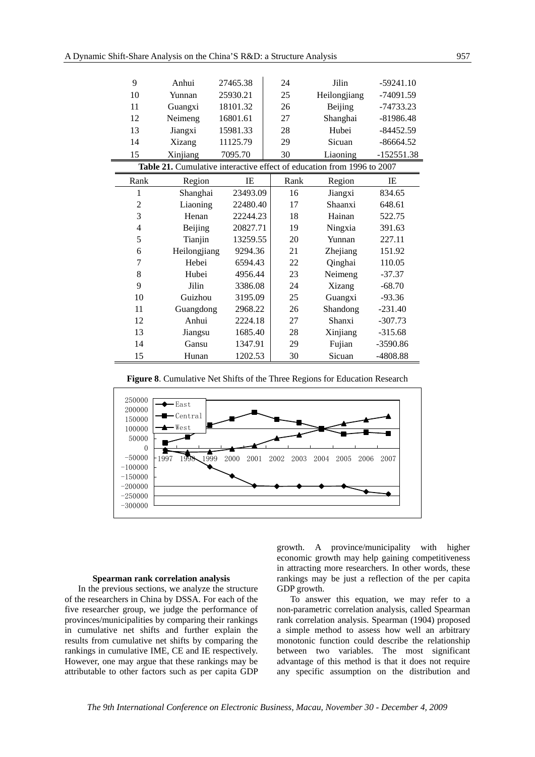| 9 | Anhui | 27465.38 | 24 | Jilin | -59241.10 |
|---|---|---|---|---|---|
| 10 | Yunnan | 25930.21 | 25 | Heilongjiang | -74091.59 |
| 11 | Guangxi | 18101.32 | 26 | Beijing | -74733.23 |
| 12 | Neimeng | 16801.61 | 27 | Shanghai | -81986.48 |
| 13 | Jiangxi | 15981.33 | 28 | Hubei | -84452.59 |
| 14 | Xizang | 11125.79 | 29 | Sicuan | -86664.52 |
| 15 | Xinjiang | 7095.70 | 30 | Liaoning | -152551.38 |

**Table 21.** Cumulative interactive effect of education from 1996 to 2007

| Rank | Region | IE | Rank | Region | IE |
|---|---|---|---|---|---|
| 1 | Shanghai | 23493.09 | 16 | Jiangxi | 834.65 |
| 2 | Liaoning | 22480.40 | 17 | Shaanxi | 648.61 |
| 3 | Henan | 22244.23 | 18 | Hainan | 522.75 |
| 4 | Beijing | 20827.71 | 19 | Ningxia | 391.63 |
| 5 | Tianjin | 13259.55 | 20 | Yunnan | 227.11 |
| 6 | Heilongjiang | 9294.36 | 21 | Zhejiang | 151.92 |
| 7 | Hebei | 6594.43 | 22 | Qinghai | 110.05 |
| 8 | Hubei | 4956.44 | 23 | Neimeng | -37.37 |
| 9 | Jilin | 3386.08 | 24 | Xizang | -68.70 |
| 10 | Guizhou | 3195.09 | 25 | Guangxi | -93.36 |
| 11 | Guangdong | 2968.22 | 26 | Shandong | -231.40 |
| 12 | Anhui | 2224.18 | 27 | Shanxi | -307.73 |
| 13 | Jiangsu | 1685.40 | 28 | Xinjiang | -315.68 |
| 14 | Gansu | 1347.91 | 29 | Fujian | -3590.86 |
| 15 | Hunan | 1202.53 | 30 | Sicuan | -4808.88 |

**Figure 8**. Cumulative Net Shifts of the Three Regions for Education Research

### Spearman rank correlation analysis

In the previous sections, we analyze the structure of the researchers in China by DSSA. For each of the five researcher group, we judge the performance of provinces/municipalities by comparing their rankings in cumulative net shifts and further explain the results from cumulative net shifts by comparing the rankings in cumulative IME, CE and IE respectively. However, one may argue that these rankings may be attributable to other factors such as per capita GDP growth. A province/municipality with higher economic growth may help gaining competitiveness in attracting more researchers. In other words, these rankings may be just a reflection of the per capita GDP growth.

To answer this equation, we may refer to a non-parametric correlation analysis, called Spearman rank correlation analysis. Spearman (1904) proposed a simple method to assess how well an arbitrary monotonic function could describe the relationship between two variables. The most significant advantage of this method is that it does not require any specific assumption on the distribution and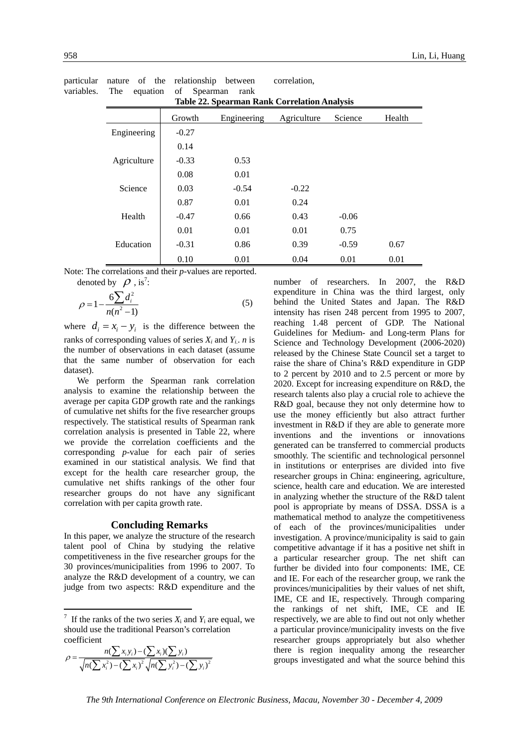particular nature of the relationship between variables. The equation of Spearman rank correlation, denoted by $\rho$, is[7]:

**Table 22. Spearman Rank Correlation Analysis**

| | Growth | Engineering | Agriculture | Science | Health |
|---|---|---|---|---|---|
| Engineering | -0.27 | | | | |
| | 0.14 | | | | |
| Agriculture | -0.33 | 0.53 | | | |
| | 0.08 | 0.01 | | | |
| Science | 0.03 | -0.54 | -0.22 | | |
| | 0.87 | 0.01 | 0.24 | | |
| Health | -0.47 | 0.66 | 0.43 | -0.06 | |
| | 0.01 | 0.01 | 0.01 | 0.75 | |
| Education | -0.31 | 0.86 | 0.39 | -0.59 | 0.67 |
| | 0.10 | 0.01 | 0.04 | 0.01 | 0.01 |

Note: The correlations and their *p*-values are reported.

$$\rho = 1 - \frac{6\sum d_i^2}{n(n^2-1)} \quad (5)$$

where $d_i = x_i - y_i$ is the difference between the ranks of corresponding values of series $X_i$ and $Y_i$. $n$ is the number of observations in each dataset (assume that the same number of observation for each dataset).

We perform the Spearman rank correlation analysis to examine the relationship between the average per capita GDP growth rate and the rankings of cumulative net shifts for the five researcher groups respectively. The statistical results of Spearman rank correlation analysis is presented in Table 22, where we provide the correlation coefficients and the corresponding *p*-value for each pair of series examined in our statistical analysis. We find that except for the health care researcher group, the cumulative net shifts rankings of the other four researcher groups do not have any significant correlation with per capita growth rate.

## Concluding Remarks

In this paper, we analyze the structure of the research talent pool of China by studying the relative competitiveness in the five researcher groups for the 30 provinces/municipalities from 1996 to 2007. To analyze the R&D development of a country, we can judge from two aspects: R&D expenditure and the number of researchers. In 2007, the R&D expenditure in China was the third largest, only behind the United States and Japan. The R&D intensity has risen 248 percent from 1995 to 2007, reaching 1.48 percent of GDP. The National Guidelines for Medium- and Long-term Plans for Science and Technology Development (2006-2020) released by the Chinese State Council set a target to raise the share of China's R&D expenditure in GDP to 2 percent by 2010 and to 2.5 percent or more by 2020. Except for increasing expenditure on R&D, the research talents also play a crucial role to achieve the R&D goal, because they not only determine how to use the money efficiently but also attract further investment in R&D if they are able to generate more inventions and the inventions or innovations generated can be transferred to commercial products smoothly. The scientific and technological personnel in institutions or enterprises are divided into five researcher groups in China: engineering, agriculture, science, health care and education. We are interested in analyzing whether the structure of the R&D talent pool is appropriate by means of DSSA. DSSA is a mathematical method to analyze the competitiveness of each of the provinces/municipalities under investigation. A province/municipality is said to gain competitive advantage if it has a positive net shift in a particular researcher group. The net shift can further be divided into four components: IME, CE and IE. For each of the researcher group, we rank the provinces/municipalities by their values of net shift, IME, CE and IE, respectively. Through comparing the rankings of net shift, IME, CE and IE respectively, we are able to find out not only whether a particular province/municipality invests on the five researcher groups appropriately but also whether there is region inequality among the researcher groups investigated and what the source behind this

---

[7] If the ranks of the two series $X_i$ and $Y_i$ are equal, we should use the traditional Pearson's correlation coefficient

$$\rho = \frac{n(\sum x_i y_i) - (\sum x_i)(\sum y_i)}{\sqrt{n(\sum x_i^2) - (\sum x_i)^2}\sqrt{n(\sum y_i^2) - (\sum y_i)^2}}$$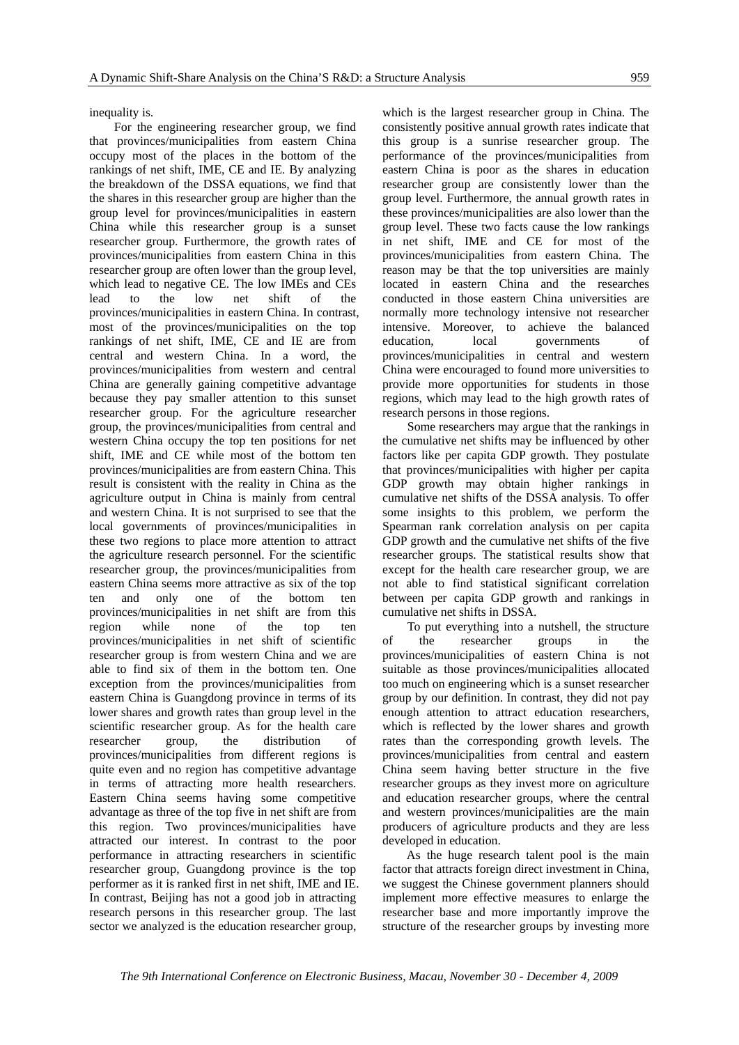inequality is.

For the engineering researcher group, we find that provinces/municipalities from eastern China occupy most of the places in the bottom of the rankings of net shift, IME, CE and IE. By analyzing the breakdown of the DSSA equations, we find that the shares in this researcher group are higher than the group level for provinces/municipalities in eastern China while this researcher group is a sunset researcher group. Furthermore, the growth rates of provinces/municipalities from eastern China in this researcher group are often lower than the group level, which lead to negative CE. The low IMEs and CEs lead to the low net shift of the provinces/municipalities in eastern China. In contrast, most of the provinces/municipalities on the top rankings of net shift, IME, CE and IE are from central and western China. In a word, the provinces/municipalities from western and central China are generally gaining competitive advantage because they pay smaller attention to this sunset researcher group. For the agriculture researcher group, the provinces/municipalities from central and western China occupy the top ten positions for net shift, IME and CE while most of the bottom ten provinces/municipalities are from eastern China. This result is consistent with the reality in China as the agriculture output in China is mainly from central and western China. It is not surprised to see that the local governments of provinces/municipalities in these two regions to place more attention to attract the agriculture research personnel. For the scientific researcher group, the provinces/municipalities from eastern China seems more attractive as six of the top ten and only one of the bottom ten provinces/municipalities in net shift are from this region while none of the top ten provinces/municipalities in net shift of scientific researcher group is from western China and we are able to find six of them in the bottom ten. One exception from the provinces/municipalities from eastern China is Guangdong province in terms of its lower shares and growth rates than group level in the scientific researcher group. As for the health care researcher group, the distribution of provinces/municipalities from different regions is quite even and no region has competitive advantage in terms of attracting more health researchers. Eastern China seems having some competitive advantage as three of the top five in net shift are from this region. Two provinces/municipalities have attracted our interest. In contrast to the poor performance in attracting researchers in scientific researcher group, Guangdong province is the top performer as it is ranked first in net shift, IME and IE. In contrast, Beijing has not a good job in attracting research persons in this researcher group. The last sector we analyzed is the education researcher group, which is the largest researcher group in China. The consistently positive annual growth rates indicate that this group is a sunrise researcher group. The performance of the provinces/municipalities from eastern China is poor as the shares in education researcher group are consistently lower than the group level. Furthermore, the annual growth rates in these provinces/municipalities are also lower than the group level. These two facts cause the low rankings in net shift, IME and CE for most of the provinces/municipalities from eastern China. The reason may be that the top universities are mainly located in eastern China and the researches conducted in those eastern China universities are normally more technology intensive not researcher intensive. Moreover, to achieve the balanced education, local governments of provinces/municipalities in central and western China were encouraged to found more universities to provide more opportunities for students in those regions, which may lead to the high growth rates of research persons in those regions.

Some researchers may argue that the rankings in the cumulative net shifts may be influenced by other factors like per capita GDP growth. They postulate that provinces/municipalities with higher per capita GDP growth may obtain higher rankings in cumulative net shifts of the DSSA analysis. To offer some insights to this problem, we perform the Spearman rank correlation analysis on per capita GDP growth and the cumulative net shifts of the five researcher groups. The statistical results show that except for the health care researcher group, we are not able to find statistical significant correlation between per capita GDP growth and rankings in cumulative net shifts in DSSA.

To put everything into a nutshell, the structure of the researcher groups in the provinces/municipalities of eastern China is not suitable as those provinces/municipalities allocated too much on engineering which is a sunset researcher group by our definition. In contrast, they did not pay enough attention to attract education researchers, which is reflected by the lower shares and growth rates than the corresponding growth levels. The provinces/municipalities from central and eastern China seem having better structure in the five researcher groups as they invest more on agriculture and education researcher groups, where the central and western provinces/municipalities are the main producers of agriculture products and they are less developed in education.

As the huge research talent pool is the main factor that attracts foreign direct investment in China, we suggest the Chinese government planners should implement more effective measures to enlarge the researcher base and more importantly improve the structure of the researcher groups by investing more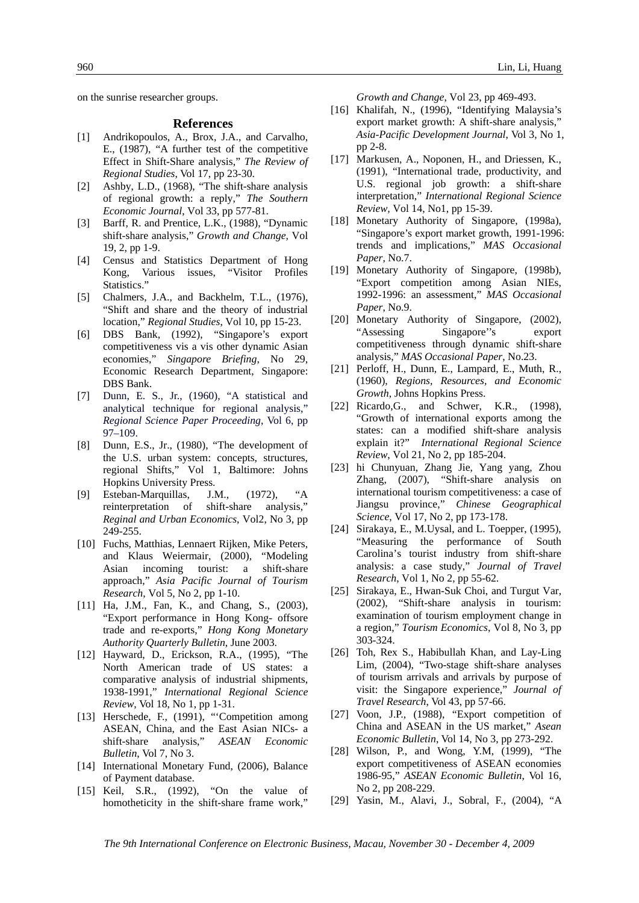on the sunrise researcher groups.

## References

[1] Andrikopoulos, A., Brox, J.A., and Carvalho, E., (1987), "A further test of the competitive Effect in Shift-Share analysis," *The Review of Regional Studies*, Vol 17, pp 23-30.

[2] Ashby, L.D., (1968), "The shift-share analysis of regional growth: a reply," *The Southern Economic Journal*, Vol 33, pp 577-81.

[3] Barff, R. and Prentice, L.K., (1988), "Dynamic shift-share analysis," *Growth and Change*, Vol 19, 2, pp 1-9.

[4] Census and Statistics Department of Hong Kong, Various issues, "Visitor Profiles Statistics."

[5] Chalmers, J.A., and Backhelm, T.L., (1976), "Shift and share and the theory of industrial location," *Regional Studies*, Vol 10, pp 15-23.

[6] DBS Bank, (1992), "Singapore's export competitiveness vis a vis other dynamic Asian economies," *Singapore Briefing*, No 29, Economic Research Department, Singapore: DBS Bank.

[7] Dunn, E. S., Jr., (1960), "A statistical and analytical technique for regional analysis," *Regional Science Paper Proceeding*, Vol 6, pp 97–109.

[8] Dunn, E.S., Jr., (1980), "The development of the U.S. urban system: concepts, structures, regional Shifts," Vol 1, Baltimore: Johns Hopkins University Press.

[9] Esteban-Marquillas, J.M., (1972), "A reinterpretation of shift-share analysis," *Reginal and Urban Economics*, Vol2, No 3, pp 249-255.

[10] Fuchs, Matthias, Lennaert Rijken, Mike Peters, and Klaus Weiermair, (2000), "Modeling Asian incoming tourist: a shift-share approach," *Asia Pacific Journal of Tourism Research*, Vol 5, No 2, pp 1-10.

[11] Ha, J.M., Fan, K., and Chang, S., (2003), "Export performance in Hong Kong- offsore trade and re-exports," *Hong Kong Monetary Authority Quarterly Bulletin*, June 2003.

[12] Hayward, D., Erickson, R.A., (1995), "The North American trade of US states: a comparative analysis of industrial shipments, 1938-1991," *International Regional Science Review*, Vol 18, No 1, pp 1-31.

[13] Herschede, F., (1991), "'Competition among ASEAN, China, and the East Asian NICs- a shift-share analysis," *ASEAN Economic Bulletin*, Vol 7, No 3.

[14] International Monetary Fund, (2006), Balance of Payment database.

[15] Keil, S.R., (1992), "On the value of homotheticity in the shift-share frame work," *Growth and Change*, Vol 23, pp 469-493.

[16] Khalifah, N., (1996), "Identifying Malaysia's export market growth: A shift-share analysis," *Asia-Pacific Development Journal*, Vol 3, No 1, pp 2-8.

[17] Markusen, A., Noponen, H., and Driessen, K., (1991), "International trade, productivity, and U.S. regional job growth: a shift-share interpretation," *International Regional Science Review*, Vol 14, No1, pp 15-39.

[18] Monetary Authority of Singapore, (1998a), "Singapore's export market growth, 1991-1996: trends and implications," *MAS Occasional Paper*, No.7.

[19] Monetary Authority of Singapore, (1998b), "Export competition among Asian NIEs, 1992-1996: an assessment," *MAS Occasional Paper*, No.9.

[20] Monetary Authority of Singapore, (2002), "Assessing Singapore''s export competitiveness through dynamic shift-share analysis," *MAS Occasional Paper*, No.23.

[21] Perloff, H., Dunn, E., Lampard, E., Muth, R., (1960), *Regions, Resources, and Economic Growth*, Johns Hopkins Press.

[22] Ricardo,G., and Schwer, K.R., (1998), "Growth of international exports among the states: can a modified shift-share analysis explain it?" *International Regional Science Review*, Vol 21, No 2, pp 185-204.

[23] hi Chunyuan, Zhang Jie, Yang yang, Zhou Zhang, (2007), "Shift-share analysis on international tourism competitiveness: a case of Jiangsu province," *Chinese Geographical Science*, Vol 17, No 2, pp 173-178.

[24] Sirakaya, E., M.Uysal, and L. Toepper, (1995), "Measuring the performance of South Carolina's tourist industry from shift-share analysis: a case study," *Journal of Travel Research*, Vol 1, No 2, pp 55-62.

[25] Sirakaya, E., Hwan-Suk Choi, and Turgut Var, (2002), "Shift-share analysis in tourism: examination of tourism employment change in a region," *Tourism Economics*, Vol 8, No 3, pp 303-324.

[26] Toh, Rex S., Habibullah Khan, and Lay-Ling Lim, (2004), "Two-stage shift-share analyses of tourism arrivals and arrivals by purpose of visit: the Singapore experience," *Journal of Travel Research*, Vol 43, pp 57-66.

[27] Voon, J.P., (1988), "Export competition of China and ASEAN in the US market," *Asean Economic Bulletin*, Vol 14, No 3, pp 273-292.

[28] Wilson, P., and Wong, Y.M, (1999), "The export competitiveness of ASEAN economies 1986-95," *ASEAN Economic Bulletin*, Vol 16, No 2, pp 208-229.

[29] Yasin, M., Alavi, J., Sobral, F., (2004), "A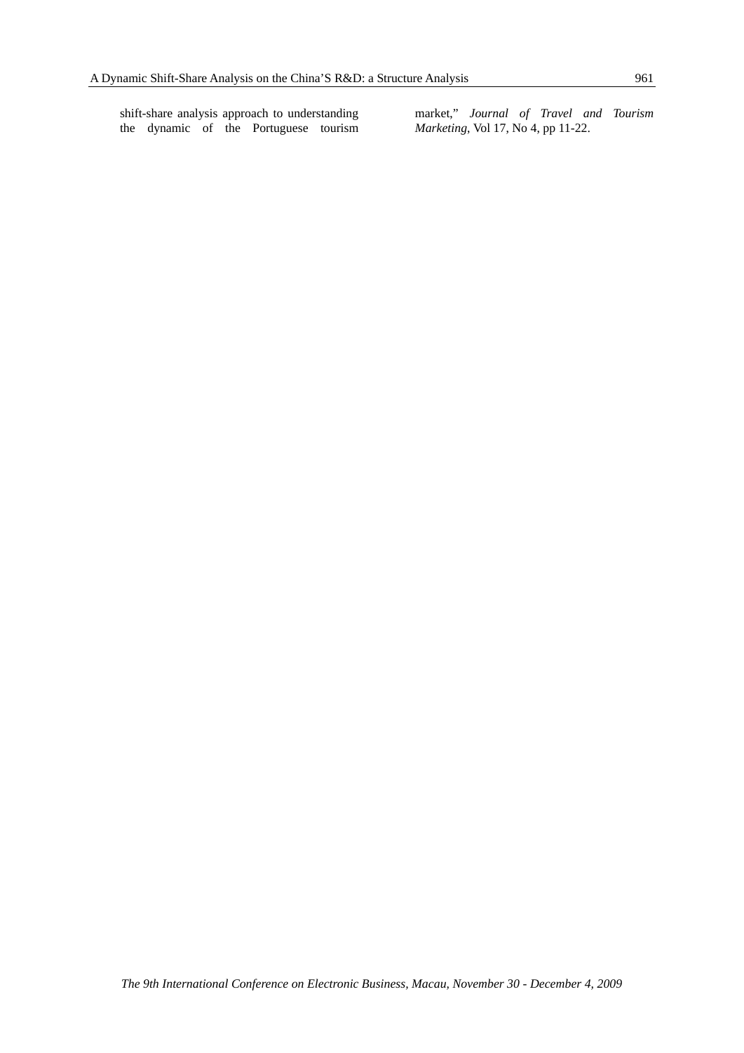shift-share analysis approach to understanding the dynamic of the Portuguese tourism market," *Journal of Travel and Tourism Marketing*, Vol 17, No 4, pp 11-22.